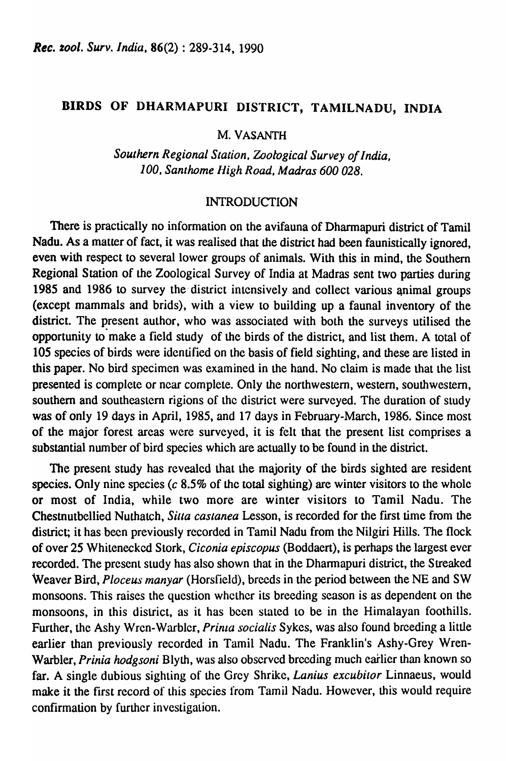# BIRDS OF DHARMAPURI DISTRICT, TAMILNADU, INDIA

M. VASANTH

*Southern Regional Station, Zoological Survey of India, 100, Santhome High Road, Madras 600 028.*

## INTRODUCTION

There is practically no information on the avifauna of Dharmapuri district of Tamil Nadu. As a matter of fact, it was realised that the district had been faunistically ignored, even with respect to several lower groups of animals. With this in mind, the Southern Regional Station of the Zoological Survey of India at Madras sent two parties during 1985 and 1986 to survey the district intensively and collect various animal groups (except mammals and brids), with a view to building up a faunal inventory of the district. The present author, who was associated with both the surveys utilised the opportunity to make a field study of the birds of the district, and list them. A total of 105 species of birds were identified on the basis of field sighting, and these are listed in this paper. No bird specimen was examined in the hand. No claim is made that the list presented is complete or near complete. Only the northwestern, western, southwestern, southern and southeastern rigions of the district were surveyed. The duration of study was of only 19 days in April, 1985, and 17 days in February-March, 1986. Since most of the major forest areas were surveyed, it is felt that the present list comprises a substantial number of bird species which are actually to be found in the district.

The present study has revealed that the majority of the birds sighted are resident species. Only nine species (*c* 8.5% of the total sighting) are winter visitors to the whole or most of India, while two more are winter visitors to Tamil Nadu. The Chestnutbellied Nuthatch, *Sitta castanea* Lesson, is recorded for the first time from the district; it has been previously recorded in Tamil Nadu from the Nilgiri Hills. The flock of over 25 Whitenecked Stork, *Ciconia episcopus* (Boddaert), is perhaps the largest ever recorded. The present study has also shown that in the Dharmapuri district, the Streaked Weaver Bird, *Ploceus manyar* (Horsfield), breeds in the period between the NE and SW monsoons. This raises the question whether its breeding season is as dependent on the monsoons, in this district, as it has been stated to be in the Himalayan foothills. Further, the Ashy Wren-Warbler, *Prinia socialis* Sykes, was also found breeding a little earlier than previously recorded in Tamil Nadu. The Franklin's Ashy-Grey Wren-Warbler, *Prinia hodgsoni* Blyth, was also observed breeding much earlier than known so far. A single dubious sighting of the Grey Shrike, *Lanius excubitor* Linnaeus, would make it the first record of this species from Tamil Nadu. However, this would require confirmation by further investigation.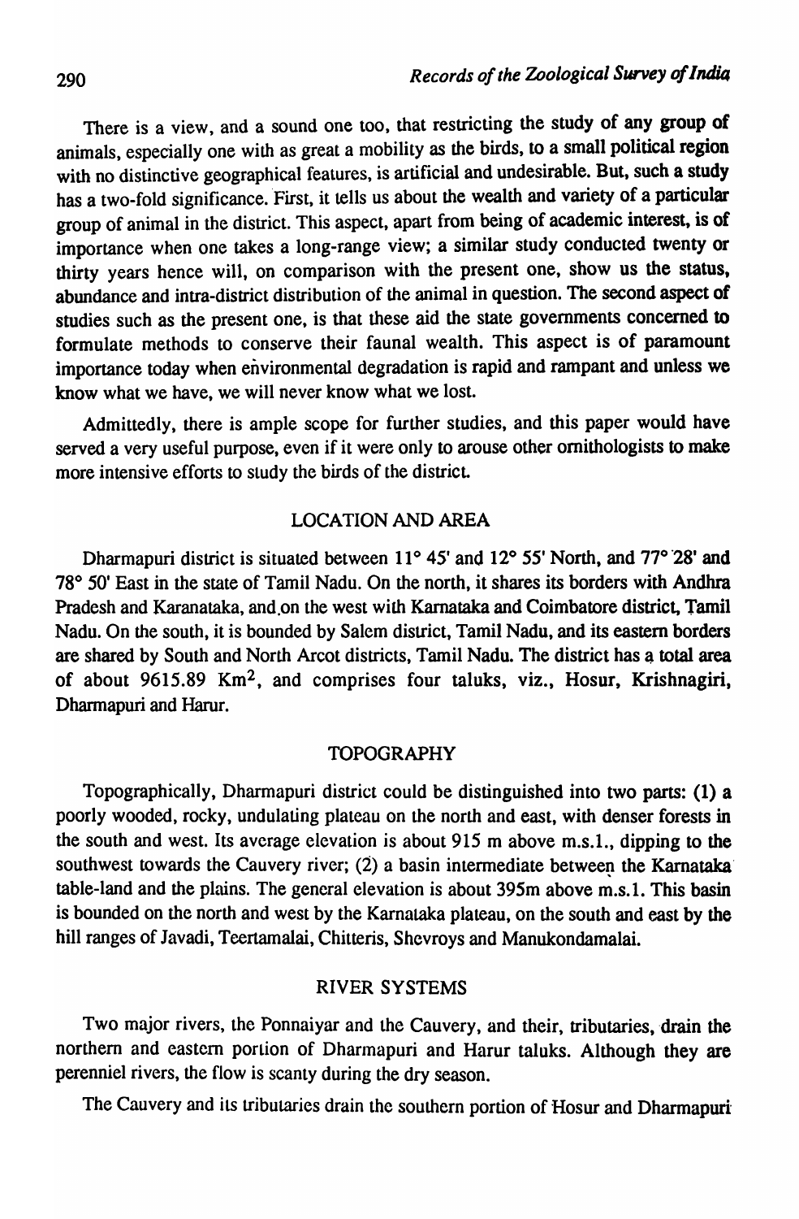There is a view, and a sound one too, that restricting the study of any group of animals, especially one with as great a mobility as the birds, to a small political region with no distinctive geographical features, is artificial and undesirable. But, such a study has a two-fold significance. First, it tells us about the wealth and variety of a particular group of animal in the district. This aspect, apart from being of academic interest, is of importance when one takes a long-range view; a similar study conducted twenty or thirty years hence will, on comparison with the present one, show us the status, abundance and intra-district distribution of the animal in question. The second aspect of studies such as the present one, is that these aid the state governments concerned to formulate methods to conserve their faunal wealth. This aspect is of paramount importance today when environmental degradation is rapid and rampant and unless we know what we have, we will never know what we lost.

Admittedly, there is ample scope for further studies, and this paper would have served a very useful purpose, even if it were only to arouse other ornithologists to make more intensive efforts to study the birds of the district.

## LOCATION AND AREA

Dharmapuri district is situated between 11° 45' and 12° 55' North, and 77° 28' and 78° 50' East in the state of Tamil Nadu. On the north, it shares its borders with Andhra Pradesh and Karanataka, and on the west with Karnataka and Coimbatore district, Tamil Nadu. On the south, it is bounded by Salem district, Tamil Nadu, and its eastern borders are shared by South and North Arcot districts, Tamil Nadu. The district has a total area of about 9615.89 $Km^2$, and comprises four taluks, viz., Hosur, Krishnagiri, Dharmapuri and Harur.

## TOPOGRAPHY

Topographically, Dharmapuri district could be distinguished into two parts: (1) a poorly wooded, rocky, undulating plateau on the north and east, with denser forests in the south and west. Its average elevation is about 915 m above m.s.l., dipping to the southwest towards the Cauvery river; (2) a basin intermediate between the Karnataka table-land and the plains. The general elevation is about 395m above m.s.l. This basin is bounded on the north and west by the Karnataka plateau, on the south and east by the hill ranges of Javadi, Teertamalai, Chitteris, Shevroys and Manukondamalai.

## RIVER SYSTEMS

Two major rivers, the Ponnaiyar and the Cauvery, and their, tributaries, drain the northern and eastern portion of Dharmapuri and Harur taluks. Although they are perenniel rivers, the flow is scanty during the dry season.

The Cauvery and its tributaries drain the southern portion of Hosur and Dharmapuri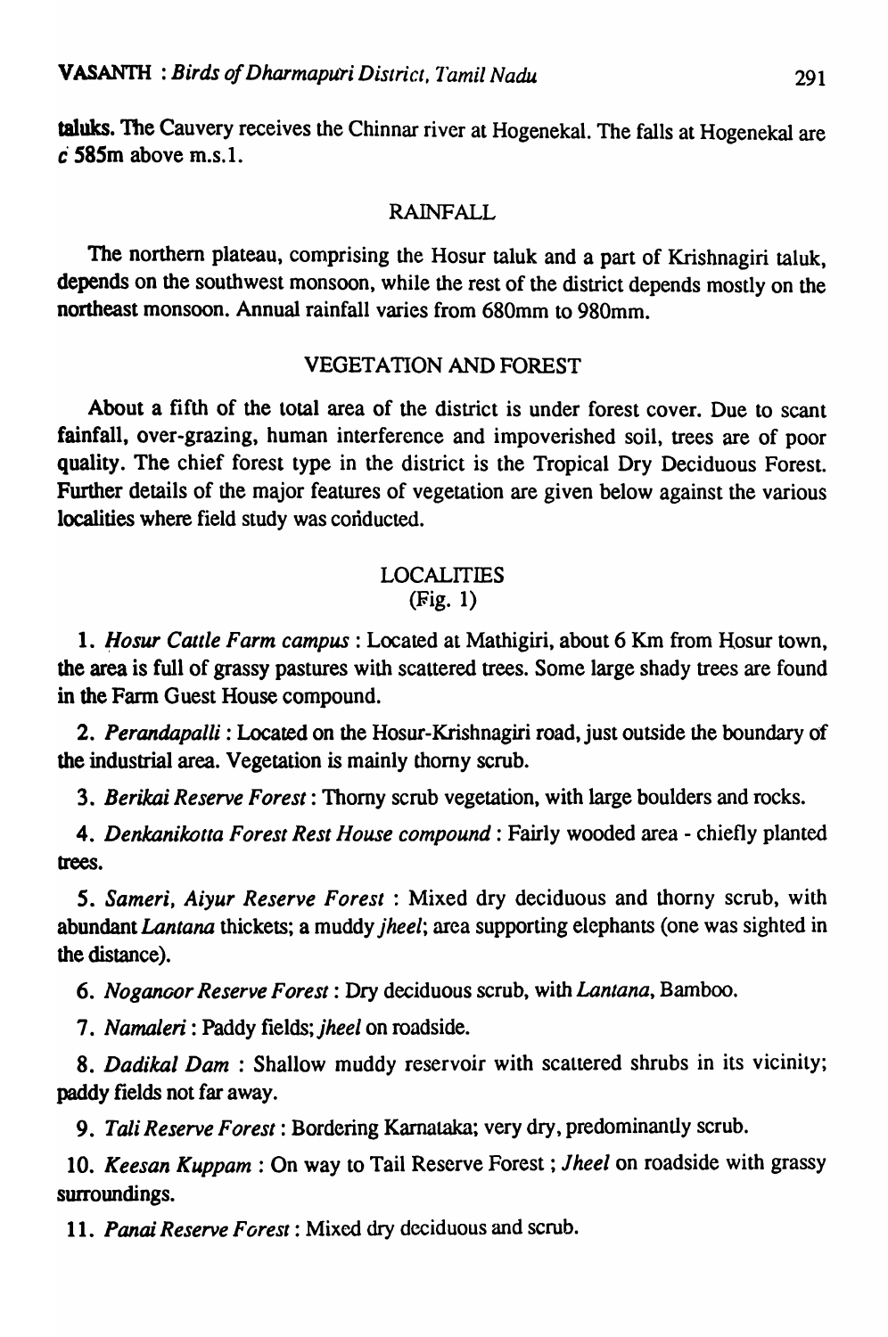taluks. The Cauvery receives the Chinnar river at Hogenekal. The falls at Hogenekal are *c* 585m above m.s.l.

## RAINFALL

The northern plateau, comprising the Hosur taluk and a part of Krishnagiri taluk, depends on the southwest monsoon, while the rest of the district depends mostly on the northeast monsoon. Annual rainfall varies from 680mm to 980mm.

## VEGETATION AND FOREST

About a fifth of the total area of the district is under forest cover. Due to scant fainfall, over-grazing, human interference and impoverished soil, trees are of poor quality. The chief forest type in the district is the Tropical Dry Deciduous Forest. Further details of the major features of vegetation are given below against the various localities where field study was conducted.

## LOCALITIES
(Fig. 1)

1. *Hosur Cattle Farm campus* : Located at Mathigiri, about 6 Km from Hosur town, the area is full of grassy pastures with scattered trees. Some large shady trees are found in the Farm Guest House compound.

2. *Perandapalli* : Located on the Hosur-Krishnagiri road, just outside the boundary of the industrial area. Vegetation is mainly thorny scrub.

3. *Berikai Reserve Forest* : Thorny scrub vegetation, with large boulders and rocks.

4. *Denkanikotta Forest Rest House compound* : Fairly wooded area - chiefly planted trees.

5. *Sameri, Aiyur Reserve Forest* : Mixed dry deciduous and thorny scrub, with abundant *Lantana* thickets; a muddy *jheel*; area supporting elephants (one was sighted in the distance).

6. *Nogancor Reserve Forest* : Dry deciduous scrub, with *Lantana*, Bamboo.

7. *Namaleri* : Paddy fields; *jheel* on roadside.

8. *Dadikal Dam* : Shallow muddy reservoir with scattered shrubs in its vicinity; paddy fields not far away.

9. *Tali Reserve Forest* : Bordering Karnataka; very dry, predominantly scrub.

10. *Keesan Kuppam* : On way to Tail Reserve Forest ; *Jheel* on roadside with grassy surroundings.

11. *Panai Reserve Forest* : Mixed dry deciduous and scrub.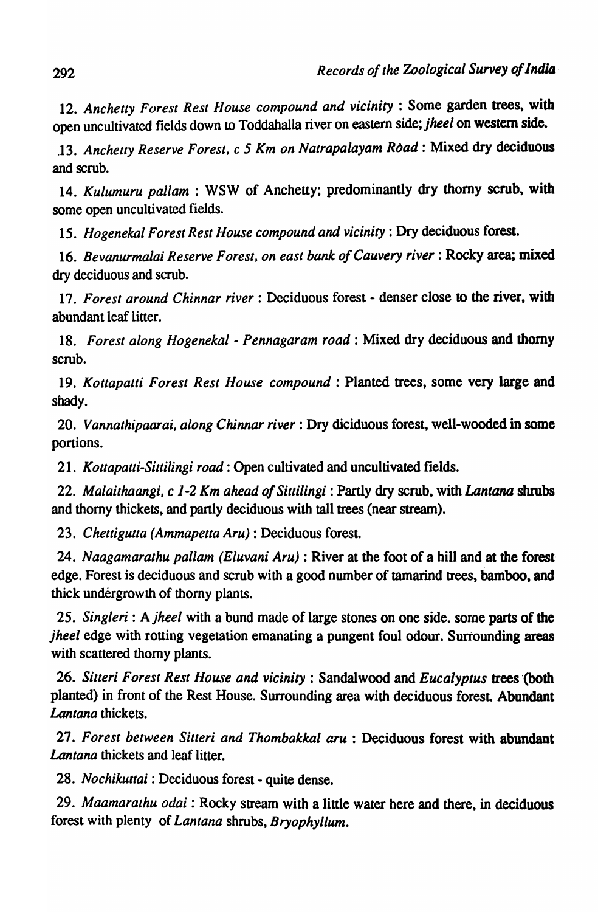12. *Anchetty Forest Rest House compound and vicinity* : Some garden trees, with open uncultivated fields down to Toddahalla river on eastern side; *jheel* on western side.

13. *Anchetty Reserve Forest, c 5 Km on Natrapalayam Road* : Mixed dry deciduous and scrub.

14. *Kulumuru pallam* : WSW of Anchetty; predominantly dry thorny scrub, with some open uncultivated fields.

15. *Hogenekal Forest Rest House compound and vicinity* : Dry deciduous forest.

16. *Bevanurmalai Reserve Forest, on east bank of Cauvery river* : Rocky area; mixed dry deciduous and scrub.

17. *Forest around Chinnar river* : Deciduous forest - denser close to the river, with abundant leaf litter.

18. *Forest along Hogenekal - Pennagaram road* : Mixed dry deciduous and thorny scrub.

19. *Kottapatti Forest Rest House compound* : Planted trees, some very large and shady.

20. *Vannathipaarai, along Chinnar river* : Dry diciduous forest, well-wooded in some portions.

21. *Kottapatti-Sittilingi road* : Open cultivated and uncultivated fields.

22. *Malaithaangi, c 1-2 Km ahead of Sittilingi* : Partly dry scrub, with *Lantana* shrubs and thorny thickets, and partly deciduous with tall trees (near stream).

23. *Chettigutta (Ammapetta Aru)* : Deciduous forest.

24. *Naagamarathu pallam (Eluvani Aru)* : River at the foot of a hill and at the forest edge. Forest is deciduous and scrub with a good number of tamarind trees, bamboo, and thick undergrowth of thorny plants.

25. *Singleri* : A *jheel* with a bund made of large stones on one side. some parts of the *jheel* edge with rotting vegetation emanating a pungent foul odour. Surrounding areas with scattered thorny plants.

26. *Sitteri Forest Rest House and vicinity* : Sandalwood and *Eucalyptus* trees (both planted) in front of the Rest House. Surrounding area with deciduous forest. Abundant *Lantana* thickets.

27. *Forest between Sitteri and Thombakkal aru* : Deciduous forest with abundant *Lantana* thickets and leaf litter.

28. *Nochikuttai* : Deciduous forest - quite dense.

29. *Maamarathu odai* : Rocky stream with a little water here and there, in deciduous forest with plenty of *Lantana* shrubs, *Bryophyllum*.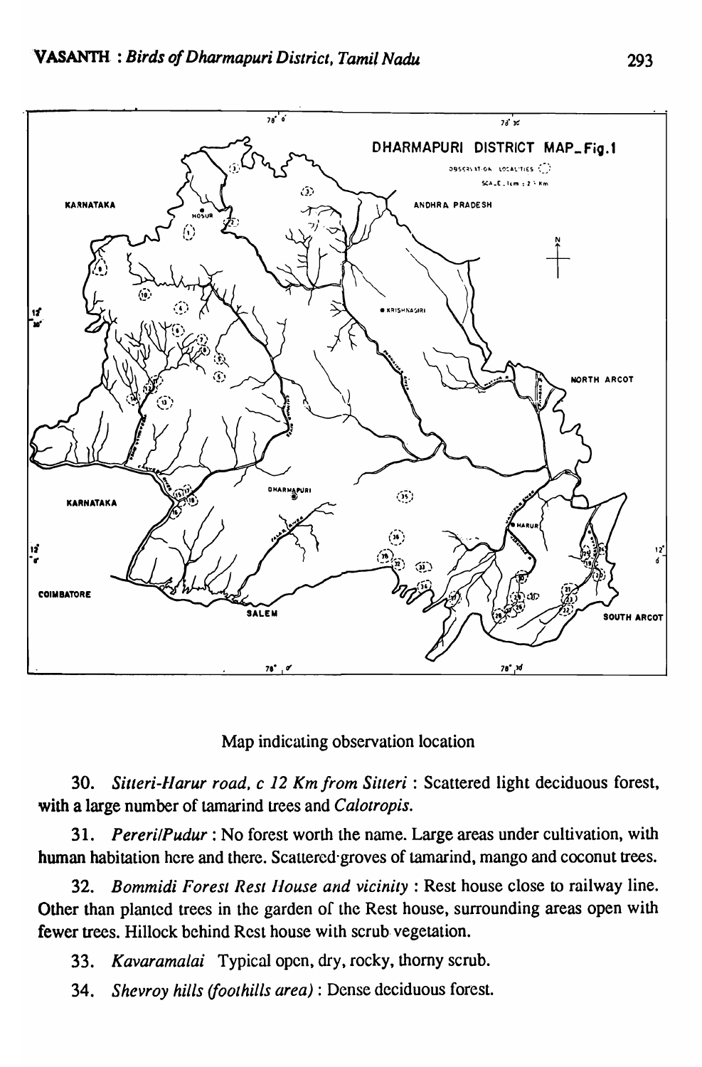Map indicating observation location

30. *Sitteri-Harur road, c 12 Km from Sitteri* : Scattered light deciduous forest, with a large number of tamarind trees and *Calotropis.*

31. *Pereri/Pudur* : No forest worth the name. Large areas under cultivation, with human habitation here and there. Scattered groves of tamarind, mango and coconut trees.

32. *Bommidi Forest Rest House and vicinity* : Rest house close to railway line. Other than planted trees in the garden of the Rest house, surrounding areas open with fewer trees. Hillock behind Rest house with scrub vegetation.

33. *Kavaramalai* Typical open, dry, rocky, thorny scrub.

34. *Shevroy hills (foothills area)* : Dense deciduous forest.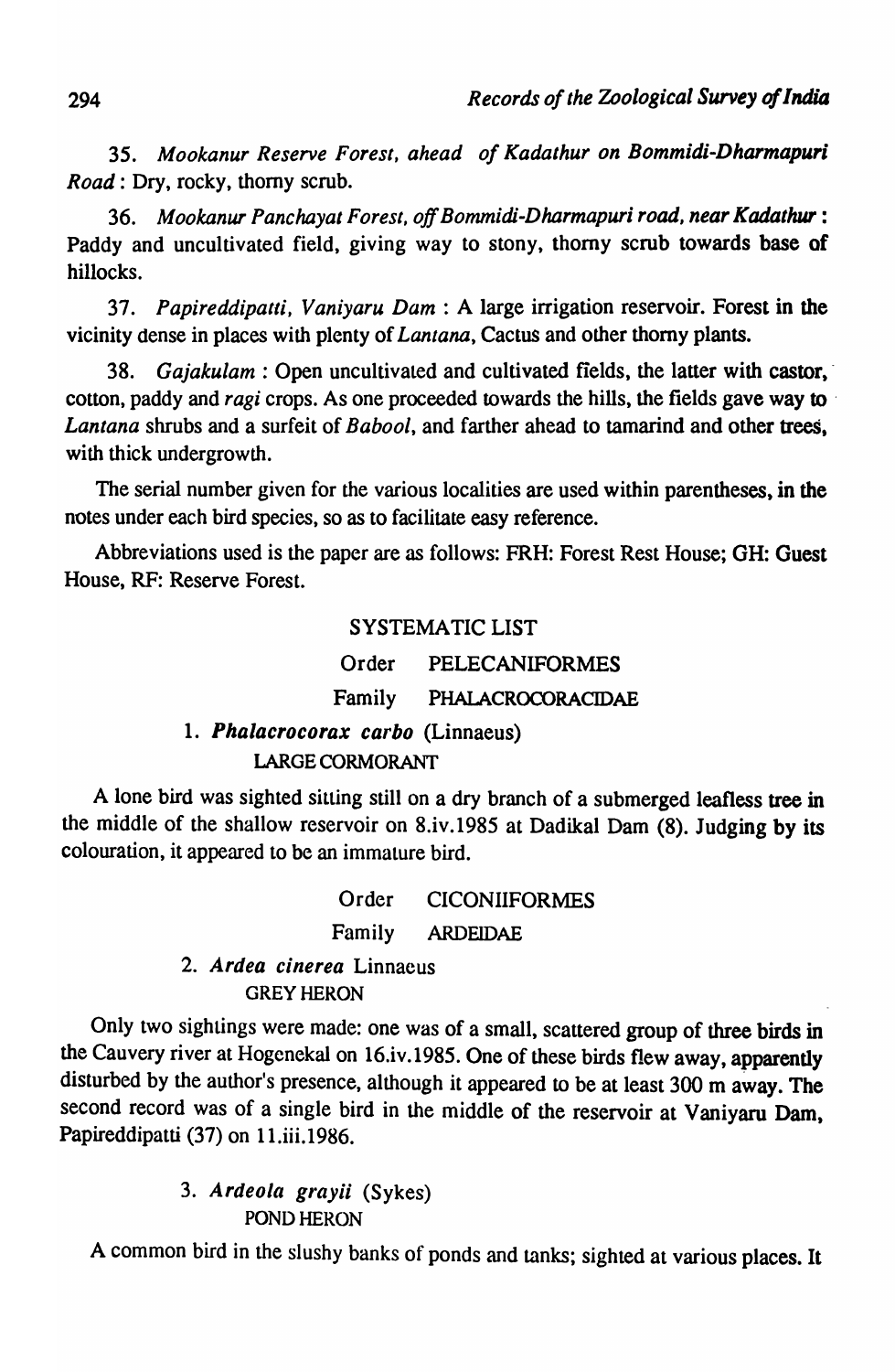35. *Mookanur Reserve Forest, ahead of Kadathur on Bommidi-Dharmapuri Road*: Dry, rocky, thorny scrub.

36. *Mookanur Panchayat Forest, off Bommidi-Dharmapuri road, near Kadathur*: Paddy and uncultivated field, giving way to stony, thorny scrub towards base of hillocks.

37. *Papireddipatti, Vaniyaru Dam*: A large irrigation reservoir. Forest in the vicinity dense in places with plenty of *Lantana*, Cactus and other thorny plants.

38. *Gajakulam*: Open uncultivated and cultivated fields, the latter with castor, cotton, paddy and *ragi* crops. As one proceeded towards the hills, the fields gave way to *Lantana* shrubs and a surfeit of *Babool*, and farther ahead to tamarind and other trees, with thick undergrowth.

The serial number given for the various localities are used within parentheses, in the notes under each bird species, so as to facilitate easy reference.

Abbreviations used is the paper are as follows: FRH: Forest Rest House; GH: Guest House, RF: Reserve Forest.

## SYSTEMATIC LIST

### Order PELECANIFORMES

### Family PHALACROCORACIDAE

**1. *Phalacrocorax carbo*** (Linnaeus)
LARGE CORMORANT

A lone bird was sighted sitting still on a dry branch of a submerged leafless tree in the middle of the shallow reservoir on 8.iv.1985 at Dadikal Dam (8). Judging by its colouration, it appeared to be an immature bird.

### Order CICONIIFORMES

### Family ARDEIDAE

**2. *Ardea cinerea*** Linnaeus
GREY HERON

Only two sightings were made: one was of a small, scattered group of three birds in the Cauvery river at Hogenekal on 16.iv.1985. One of these birds flew away, apparently disturbed by the author's presence, although it appeared to be at least 300 m away. The second record was of a single bird in the middle of the reservoir at Vaniyaru Dam, Papireddipatti (37) on 11.iii.1986.

**3. *Ardeola grayii*** (Sykes)
POND HERON

A common bird in the slushy banks of ponds and tanks; sighted at various places. It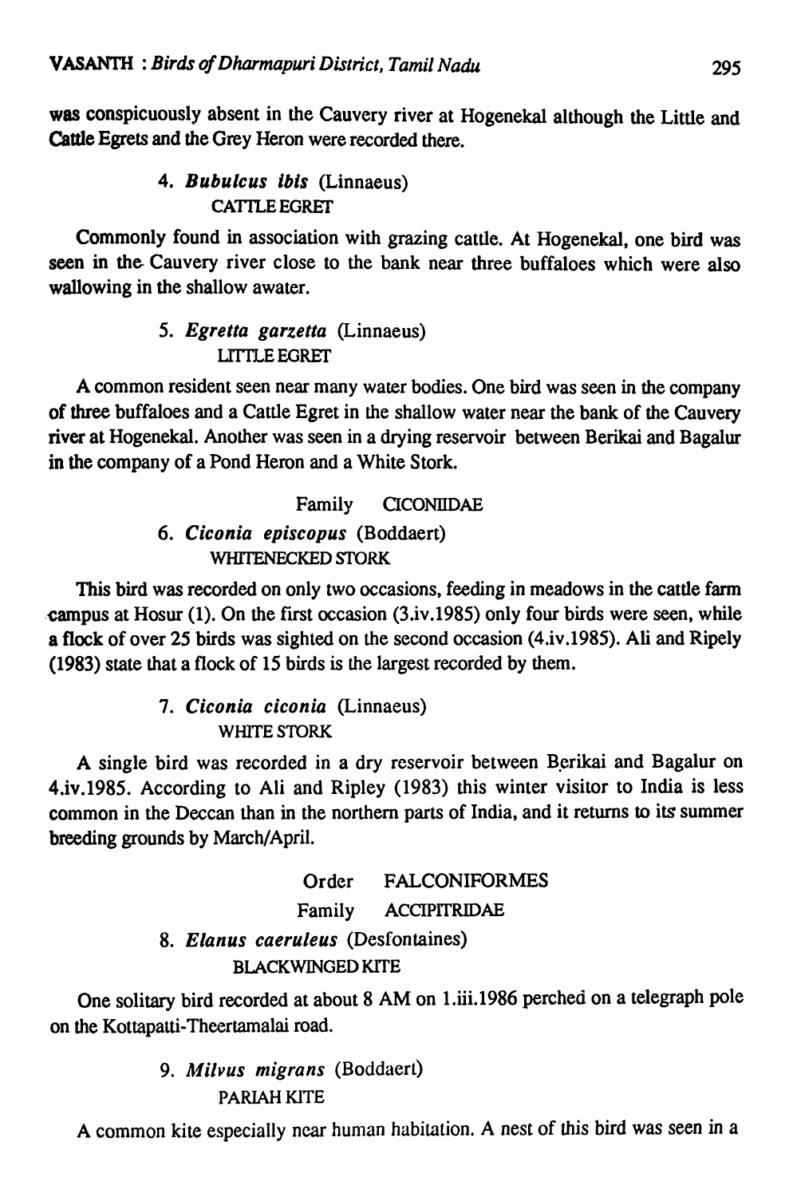was conspicuously absent in the Cauvery river at Hogenekal although the Little and Cattle Egrets and the Grey Heron were recorded there.

### 4. *Bubulcus ibis* (Linnaeus)
CATTLE EGRET

Commonly found in association with grazing cattle. At Hogenekal, one bird was seen in the Cauvery river close to the bank near three buffaloes which were also wallowing in the shallow awater.

### 5. *Egretta garzetta* (Linnaeus)
LITTLE EGRET

A common resident seen near many water bodies. One bird was seen in the company of three buffaloes and a Cattle Egret in the shallow water near the bank of the Cauvery river at Hogenekal. Another was seen in a drying reservoir between Berikai and Bagalur in the company of a Pond Heron and a White Stork.

Family CICONIIDAE

### 6. *Ciconia episcopus* (Boddaert)
WHITENECKED STORK

This bird was recorded on only two occasions, feeding in meadows in the cattle farm campus at Hosur (1). On the first occasion (3.iv.1985) only four birds were seen, while a flock of over 25 birds was sighted on the second occasion (4.iv.1985). Ali and Ripely (1983) state that a flock of 15 birds is the largest recorded by them.

### 7. *Ciconia ciconia* (Linnaeus)
WHITE STORK

A single bird was recorded in a dry reservoir between Berikai and Bagalur on 4.iv.1985. According to Ali and Ripley (1983) this winter visitor to India is less common in the Deccan than in the northern parts of India, and it returns to its summer breeding grounds by March/April.

Order FALCONIFORMES

Family ACCIPITRIDAE

### 8. *Elanus caeruleus* (Desfontaines)
BLACKWINGED KITE

One solitary bird recorded at about 8 AM on 1.iii.1986 perched on a telegraph pole on the Kottapatti-Theertamalai road.

### 9. *Milvus migrans* (Boddaert)
PARIAH KITE

A common kite especially near human habitation. A nest of this bird was seen in a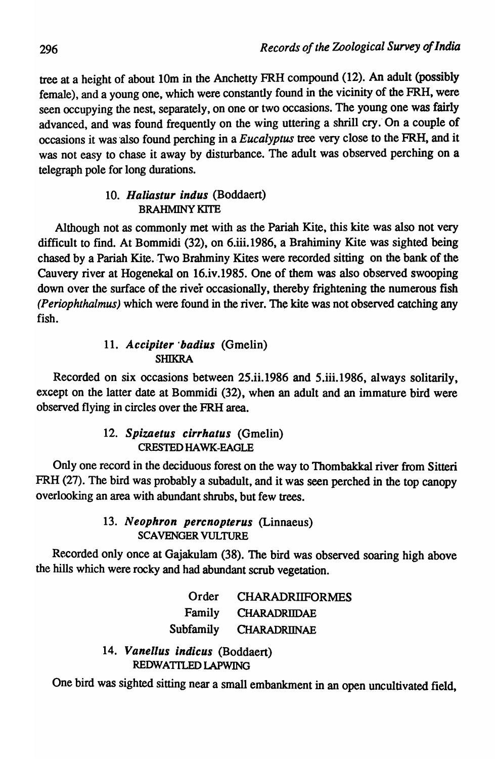tree at a height of about 10m in the Anchetty FRH compound (12). An adult (possibly female), and a young one, which were constantly found in the vicinity of the FRH, were seen occupying the nest, separately, on one or two occasions. The young one was fairly advanced, and was found frequently on the wing uttering a shrill cry. On a couple of occasions it was also found perching in a *Eucalyptus* tree very close to the FRH, and it was not easy to chase it away by disturbance. The adult was observed perching on a telegraph pole for long durations.

### 10. *Haliastur indus* (Boddaert)
BRAHMINY KITE

Although not as commonly met with as the Pariah Kite, this kite was also not very difficult to find. At Bommidi (32), on 6.iii.1986, a Brahiminy Kite was sighted being chased by a Pariah Kite. Two Brahminy Kites were recorded sitting on the bank of the Cauvery river at Hogenekal on 16.iv.1985. One of them was also observed swooping down over the surface of the river occasionally, thereby frightening the numerous fish (*Periophthalmus*) which were found in the river. The kite was not observed catching any fish.

### 11. *Accipiter badius* (Gmelin)
SHIKRA

Recorded on six occasions between 25.ii.1986 and 5.iii.1986, always solitarily, except on the latter date at Bommidi (32), when an adult and an immature bird were observed flying in circles over the FRH area.

### 12. *Spizaetus cirrhatus* (Gmelin)
CRESTED HAWK-EAGLE

Only one record in the deciduous forest on the way to Thombakkal river from Sitteri FRH (27). The bird was probably a subadult, and it was seen perched in the top canopy overlooking an area with abundant shrubs, but few trees.

### 13. *Neophron percnopterus* (Linnaeus)
SCAVENGER VULTURE

Recorded only once at Gajakulam (38). The bird was observed soaring high above the hills which were rocky and had abundant scrub vegetation.

Order CHARADRIIFORMES
Family CHARADRIIDAE
Subfamily CHARADRIINAE

### 14. *Vanellus indicus* (Boddaert)
REDWATTLED LAPWING

One bird was sighted sitting near a small embankment in an open uncultivated field,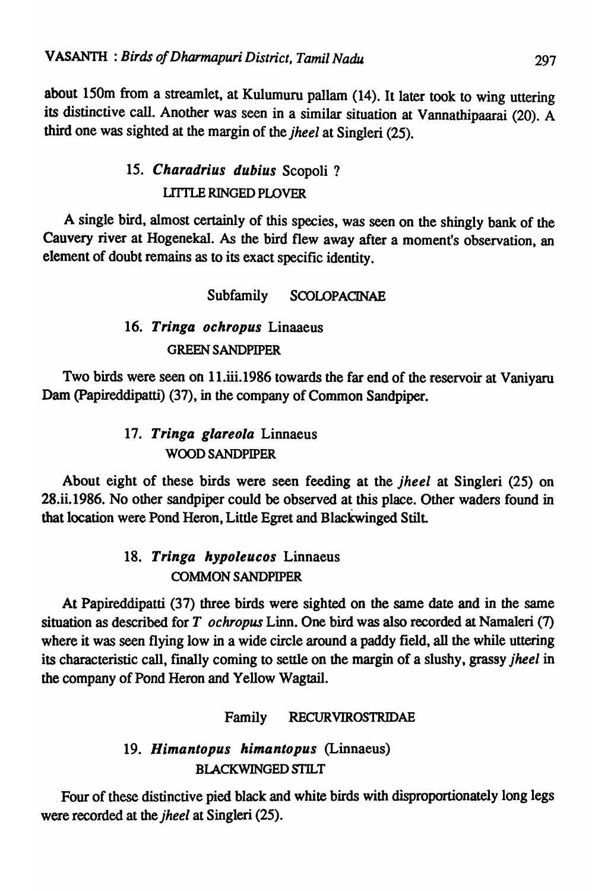about 150m from a streamlet, at Kulumuru pallam (14). It later took to wing uttering its distinctive call. Another was seen in a similar situation at Vannathipaarai (20). A third one was sighted at the margin of the *jheel* at Singleri (25).

### 15. *Charadrius dubius* Scopoli ?

LITTLE RINGED PLOVER

A single bird, almost certainly of this species, was seen on the shingly bank of the Cauvery river at Hogenekal. As the bird flew away after a moment's observation, an element of doubt remains as to its exact specific identity.

## Subfamily SCOLOPACINAE

### 16. *Tringa ochropus* Linaaeus

GREEN SANDPIPER

Two birds were seen on 11.iii.1986 towards the far end of the reservoir at Vaniyaru Dam (Papireddipatti) (37), in the company of Common Sandpiper.

### 17. *Tringa glareola* Linnaeus

WOOD SANDPIPER

About eight of these birds were seen feeding at the *jheel* at Singleri (25) on 28.ii.1986. No other sandpiper could be observed at this place. Other waders found in that location were Pond Heron, Little Egret and Blackwinged Stilt.

### 18. *Tringa hypoleucos* Linnaeus

COMMON SANDPIPER

At Papireddipatti (37) three birds were sighted on the same date and in the same situation as described for *T ochropus* Linn. One bird was also recorded at Namaleri (7) where it was seen flying low in a wide circle around a paddy field, all the while uttering its characteristic call, finally coming to settle on the margin of a slushy, grassy *jheel* in the company of Pond Heron and Yellow Wagtail.

## Family RECURVIROSTRIDAE

### 19. *Himantopus himantopus* (Linnaeus)

BLACKWINGED STILT

Four of these distinctive pied black and white birds with disproportionately long legs were recorded at the *jheel* at Singleri (25).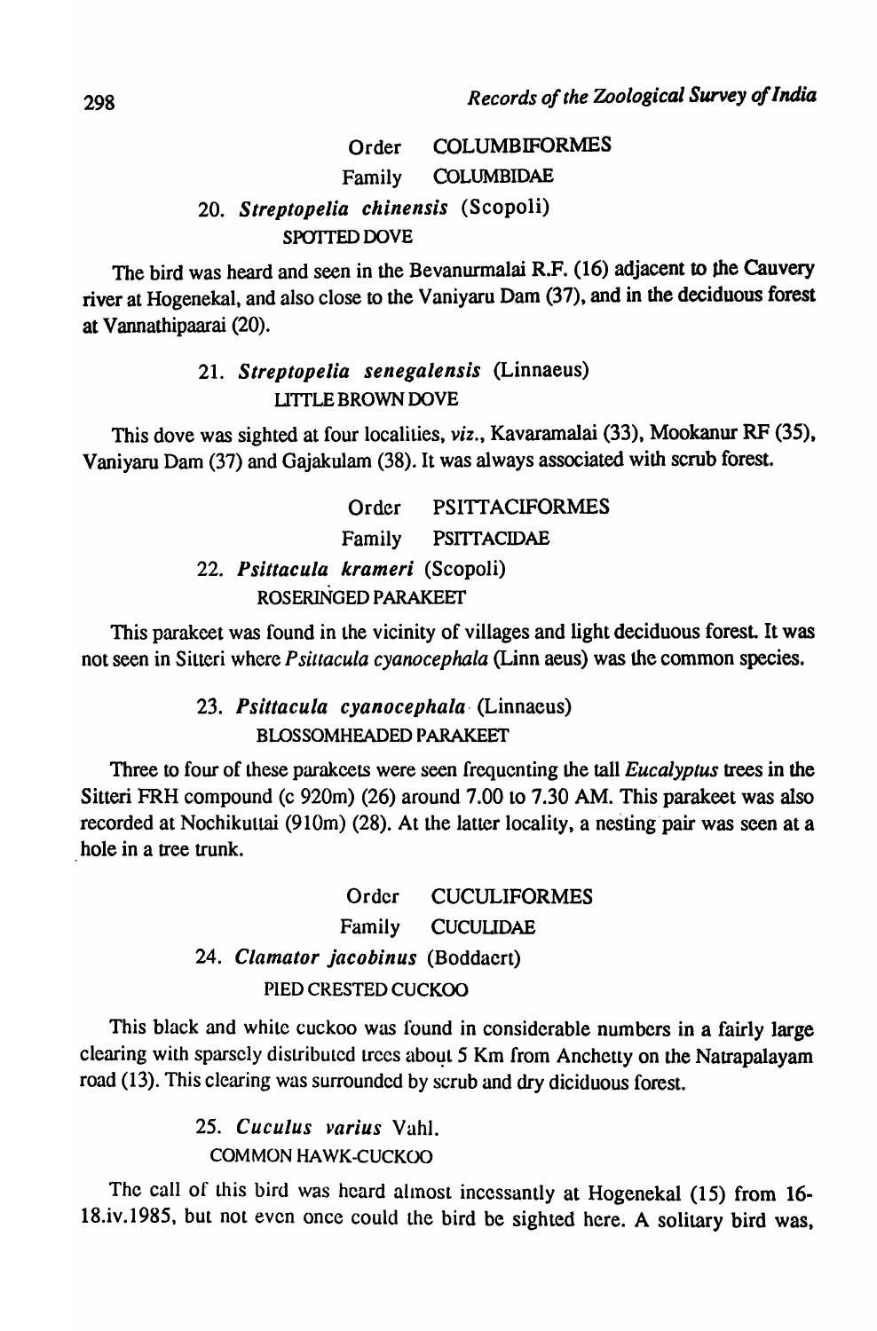Order COLUMBIFORMES

Family COLUMBIDAE

20. ***Streptopelia chinensis*** (Scopoli)

SPOTTED DOVE

The bird was heard and seen in the Bevanurmalai R.F. (16) adjacent to the Cauvery river at Hogenekal, and also close to the Vaniyaru Dam (37), and in the deciduous forest at Vannathipaarai (20).

21. ***Streptopelia senegalensis*** (Linnaeus)

LITTLE BROWN DOVE

This dove was sighted at four localities, *viz.*, Kavaramalai (33), Mookanur RF (35), Vaniyaru Dam (37) and Gajakulam (38). It was always associated with scrub forest.

Order PSITTACIFORMES

Family PSITTACIDAE

22. ***Psittacula krameri*** (Scopoli)

ROSERINGED PARAKEET

This parakeet was found in the vicinity of villages and light deciduous forest. It was not seen in Sitteri where *Psittacula cyanocephala* (Linn aeus) was the common species.

23. ***Psittacula cyanocephala*** (Linnaeus)

BLOSSOMHEADED PARAKEET

Three to four of these parakeets were seen frequenting the tall *Eucalyptus* trees in the Sitteri FRH compound (c 920m) (26) around 7.00 to 7.30 AM. This parakeet was also recorded at Nochikuttai (910m) (28). At the latter locality, a nesting pair was seen at a hole in a tree trunk.

Order CUCULIFORMES

Family CUCULIDAE

24. ***Clamator jacobinus*** (Boddaert)

PIED CRESTED CUCKOO

This black and white cuckoo was found in considerable numbers in a fairly large clearing with sparsely distributed trees about 5 Km from Anchetty on the Natrapalayam road (13). This clearing was surrounded by scrub and dry diciduous forest.

25. ***Cuculus varius*** Vahl.

COMMON HAWK-CUCKOO

The call of this bird was heard almost incessantly at Hogenekal (15) from 16-18.iv.1985, but not even once could the bird be sighted here. A solitary bird was,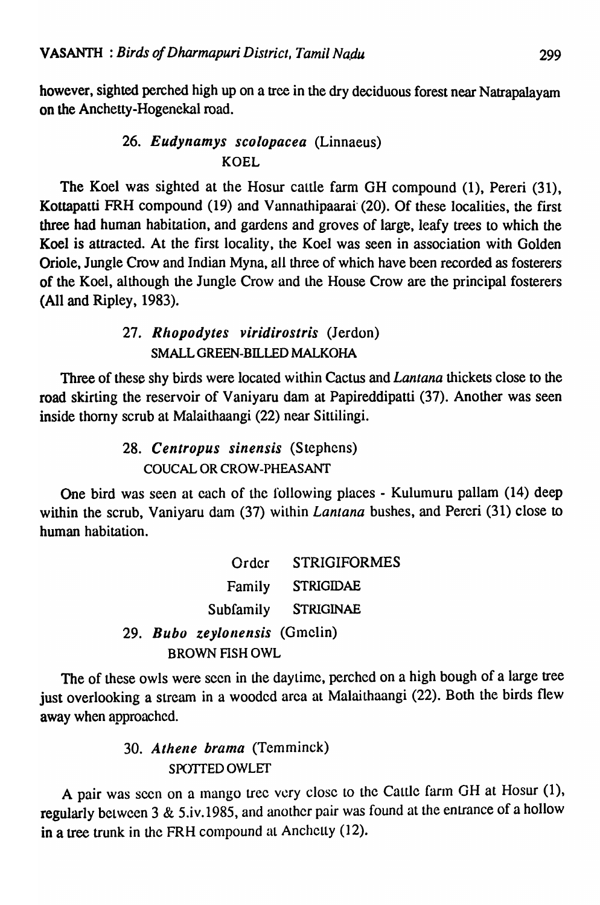however, sighted perched high up on a tree in the dry deciduous forest near Natrapalayam on the Anchetty-Hogenekal road.

### 26. *Eudynamys scolopacea* (Linnaeus)
KOEL

The Koel was sighted at the Hosur cattle farm GH compound (1), Pereri (31), Kottapatti FRH compound (19) and Vannathipaarai (20). Of these localities, the first three had human habitation, and gardens and groves of large, leafy trees to which the Koel is attracted. At the first locality, the Koel was seen in association with Golden Oriole, Jungle Crow and Indian Myna, all three of which have been recorded as fosterers of the Koel, although the Jungle Crow and the House Crow are the principal fosterers (All and Ripley, 1983).

### 27. *Rhopodytes viridirostris* (Jerdon)
SMALL GREEN-BILLED MALKOHA

Three of these shy birds were located within Cactus and *Lantana* thickets close to the road skirting the reservoir of Vaniyaru dam at Papireddipatti (37). Another was seen inside thorny scrub at Malaithaangi (22) near Sittilingi.

### 28. *Centropus sinensis* (Stephens)
COUCAL OR CROW-PHEASANT

One bird was seen at each of the following places - Kulumuru pallam (14) deep within the scrub, Vaniyaru dam (37) within *Lantana* bushes, and Pereri (31) close to human habitation.

Order STRIGIFORMES
Family STRIGIDAE
Subfamily STRIGINAE

### 29. *Bubo zeylonensis* (Gmelin)
BROWN FISH OWL

The of these owls were seen in the daytime, perched on a high bough of a large tree just overlooking a stream in a wooded area at Malaithaangi (22). Both the birds flew away when approached.

### 30. *Athene brama* (Temminck)
SPOTTED OWLET

A pair was seen on a mango tree very close to the Cattle farm GH at Hosur (1), regularly between 3 & 5.iv.1985, and another pair was found at the entrance of a hollow in a tree trunk in the FRH compound at Anchetty (12).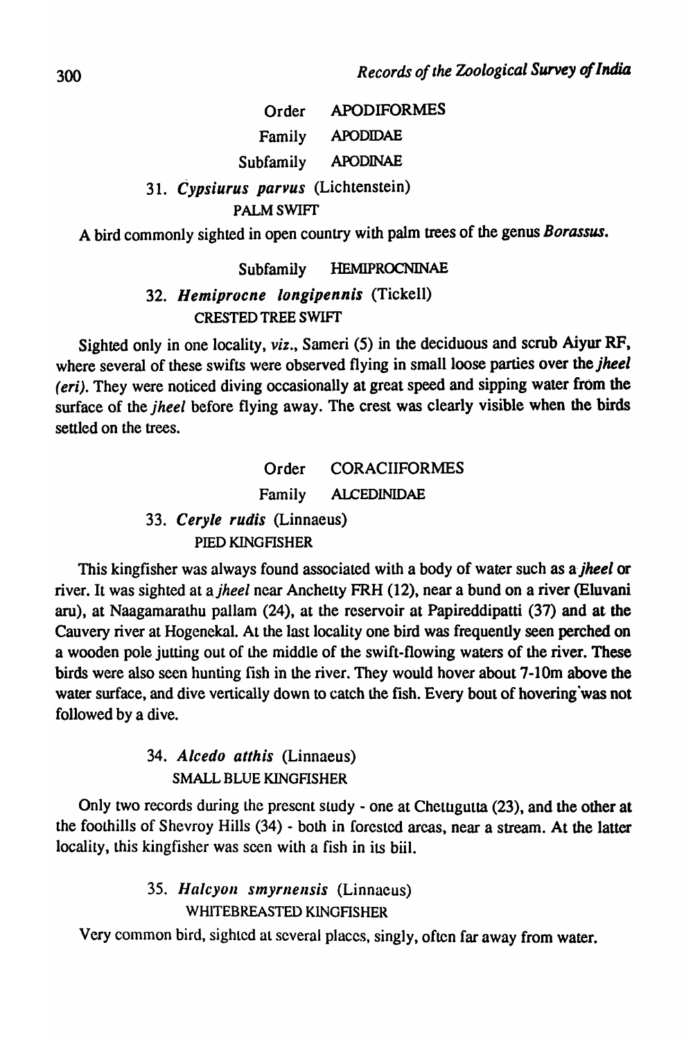Order APODIFORMES

Family APODIDAE

Subfamily APODINAE

31. *Cypsiurus parvus* (Lichtenstein)

PALM SWIFT

A bird commonly sighted in open country with palm trees of the genus *Borassus*.

Subfamily HEMIPROCNINAE

32. *Hemiprocne longipennis* (Tickell)

CRESTED TREE SWIFT

Sighted only in one locality, *viz*., Sameri (5) in the deciduous and scrub Aiyur RF, where several of these swifts were observed flying in small loose parties over the *jheel (eri)*. They were noticed diving occasionally at great speed and sipping water from the surface of the *jheel* before flying away. The crest was clearly visible when the birds settled on the trees.

Order CORACIIFORMES

Family ALCEDINIDAE

33. *Ceryle rudis* (Linnaeus)

PIED KINGFISHER

This kingfisher was always found associated with a body of water such as a *jheel* or river. It was sighted at a *jheel* near Anchetty FRH (12), near a bund on a river (Eluvani aru), at Naagamarathu pallam (24), at the reservoir at Papireddipatti (37) and at the Cauvery river at Hogenekal. At the last locality one bird was frequently seen perched on a wooden pole jutting out of the middle of the swift-flowing waters of the river. These birds were also seen hunting fish in the river. They would hover about 7-10m above the water surface, and dive vertically down to catch the fish. Every bout of hovering was not followed by a dive.

34. *Alcedo atthis* (Linnaeus)

SMALL BLUE KINGFISHER

Only two records during the present study - one at Chettugutta (23), and the other at the foothills of Shevroy Hills (34) - both in forested areas, near a stream. At the latter locality, this kingfisher was seen with a fish in its biil.

35. *Halcyon smyrnensis* (Linnaeus)

WHITEBREASTED KINGFISHER

Very common bird, sighted at several places, singly, often far away from water.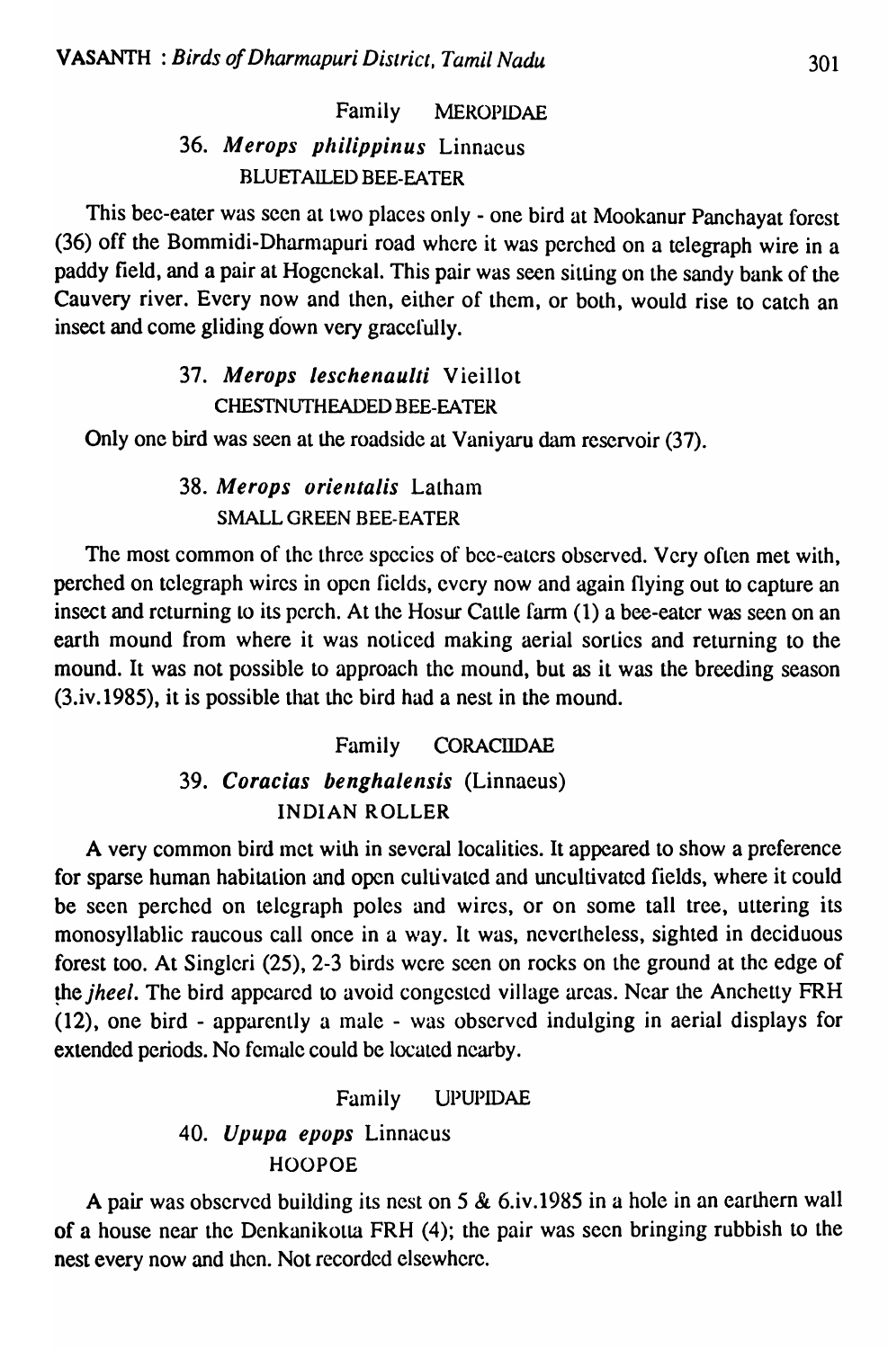Family MEROPIDAE

### 36. *Merops philippinus* Linnaeus

BLUETAILED BEE-EATER

This bee-eater was seen at two places only - one bird at Mookanur Panchayat forest (36) off the Bommidi-Dharmapuri road where it was perched on a telegraph wire in a paddy field, and a pair at Hogenekal. This pair was seen sitting on the sandy bank of the Cauvery river. Every now and then, either of them, or both, would rise to catch an insect and come gliding down very gracefully.

### 37. *Merops leschenaulti* Vieillot

CHESTNUTHEADED BEE-EATER

Only one bird was seen at the roadside at Vaniyaru dam reservoir (37).

### 38. *Merops orientalis* Latham

SMALL GREEN BEE-EATER

The most common of the three species of bee-eaters observed. Very often met with, perched on telegraph wires in open fields, every now and again flying out to capture an insect and returning to its perch. At the Hosur Cattle farm (1) a bee-eater was seen on an earth mound from where it was noticed making aerial sorties and returning to the mound. It was not possible to approach the mound, but as it was the breeding season (3.iv.1985), it is possible that the bird had a nest in the mound.

Family CORACIIDAE

### 39. *Coracias benghalensis* (Linnaeus)

INDIAN ROLLER

A very common bird met with in several localities. It appeared to show a preference for sparse human habitation and open cultivated and uncultivated fields, where it could be seen perched on telegraph poles and wires, or on some tall tree, uttering its monosyllablic raucous call once in a way. It was, nevertheless, sighted in deciduous forest too. At Singleri (25), 2-3 birds were seen on rocks on the ground at the edge of the *jheel*. The bird appeared to avoid congested village areas. Near the Anchetty FRH (12), one bird - apparently a male - was observed indulging in aerial displays for extended periods. No female could be located nearby.

Family UPUPIDAE

### 40. *Upupa epops* Linnaeus

HOOPOE

A pair was observed building its nest on 5 & 6.iv.1985 in a hole in an earthern wall of a house near the Denkanikotta FRH (4); the pair was seen bringing rubbish to the nest every now and then. Not recorded elsewhere.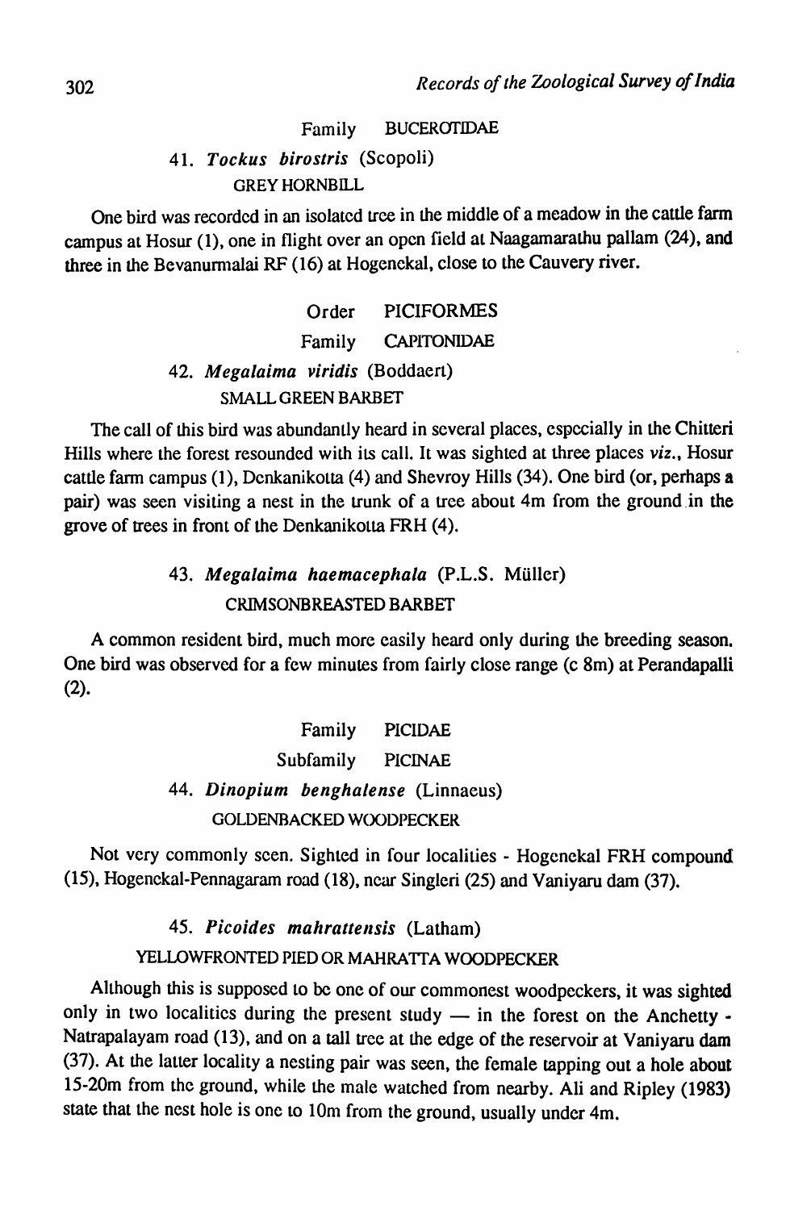Family BUCEROTIDAE

41. *Tockus birostris* (Scopoli)

GREY HORNBILL

One bird was recorded in an isolated tree in the middle of a meadow in the cattle farm campus at Hosur (1), one in flight over an open field at Naagamarathu pallam (24), and three in the Bevanurmalai RF (16) at Hogenekal, close to the Cauvery river.

Order PICIFORMES

Family CAPITONIDAE

42. *Megalaima viridis* (Boddaert)

SMALL GREEN BARBET

The call of this bird was abundantly heard in several places, especially in the Chitteri Hills where the forest resounded with its call. It was sighted at three places *viz.*, Hosur cattle farm campus (1), Denkanikotta (4) and Shevroy Hills (34). One bird (or, perhaps a pair) was seen visiting a nest in the trunk of a tree about 4m from the ground in the grove of trees in front of the Denkanikotta FRH (4).

43. *Megalaima haemacephala* (P.L.S. Müller)

CRIMSONBREASTED BARBET

A common resident bird, much more easily heard only during the breeding season. One bird was observed for a few minutes from fairly close range (c 8m) at Perandapalli (2).

Family PICIDAE

Subfamily PICINAE

44. *Dinopium benghalense* (Linnaeus)

GOLDENBACKED WOODPECKER

Not very commonly seen. Sighted in four localities - Hogenekal FRH compound (15), Hogenekal-Pennagaram road (18), near Singleri (25) and Vaniyaru dam (37).

45. *Picoides mahrattensis* (Latham)

YELLOWFRONTED PIED OR MAHRATTA WOODPECKER

Although this is supposed to be one of our commonest woodpeckers, it was sighted only in two localities during the present study — in the forest on the Anchetty - Natrapalayam road (13), and on a tall tree at the edge of the reservoir at Vaniyaru dam (37). At the latter locality a nesting pair was seen, the female tapping out a hole about 15-20m from the ground, while the male watched from nearby. Ali and Ripley (1983) state that the nest hole is one to 10m from the ground, usually under 4m.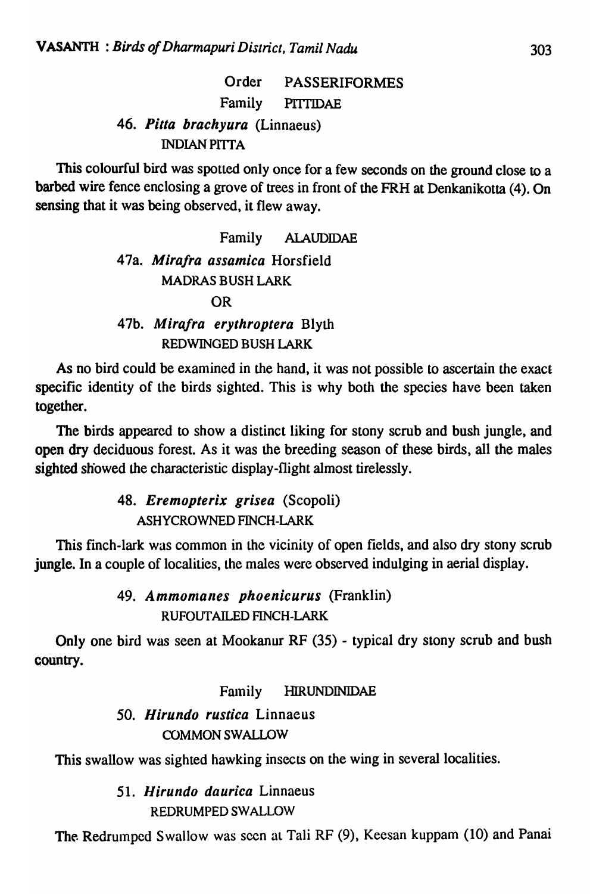Order PASSERIFORMES

Family PITTIDAE

46. *Pitta brachyura* (Linnaeus)
INDIAN PITTA

This colourful bird was spotted only once for a few seconds on the ground close to a barbed wire fence enclosing a grove of trees in front of the FRH at Denkanikotta (4). On sensing that it was being observed, it flew away.

Family ALAUDIDAE

47a. *Mirafra assamica* Horsfield
MADRAS BUSH LARK

OR

47b. *Mirafra erythroptera* Blyth
REDWINGED BUSH LARK

As no bird could be examined in the hand, it was not possible to ascertain the exact specific identity of the birds sighted. This is why both the species have been taken together.

The birds appeared to show a distinct liking for stony scrub and bush jungle, and open dry deciduous forest. As it was the breeding season of these birds, all the males sighted showed the characteristic display-flight almost tirelessly.

48. *Eremopterix grisea* (Scopoli)
ASHYCROWNED FINCH-LARK

This finch-lark was common in the vicinity of open fields, and also dry stony scrub jungle. In a couple of localities, the males were observed indulging in aerial display.

49. *Ammomanes phoenicurus* (Franklin)
RUFOUTAILED FINCH-LARK

Only one bird was seen at Mookanur RF (35) - typical dry stony scrub and bush country.

Family HIRUNDINIDAE

50. *Hirundo rustica* Linnaeus
COMMON SWALLOW

This swallow was sighted hawking insects on the wing in several localities.

51. *Hirundo daurica* Linnaeus
REDRUMPED SWALLOW

The Redrumped Swallow was seen at Tali RF (9), Keesan kuppam (10) and Panai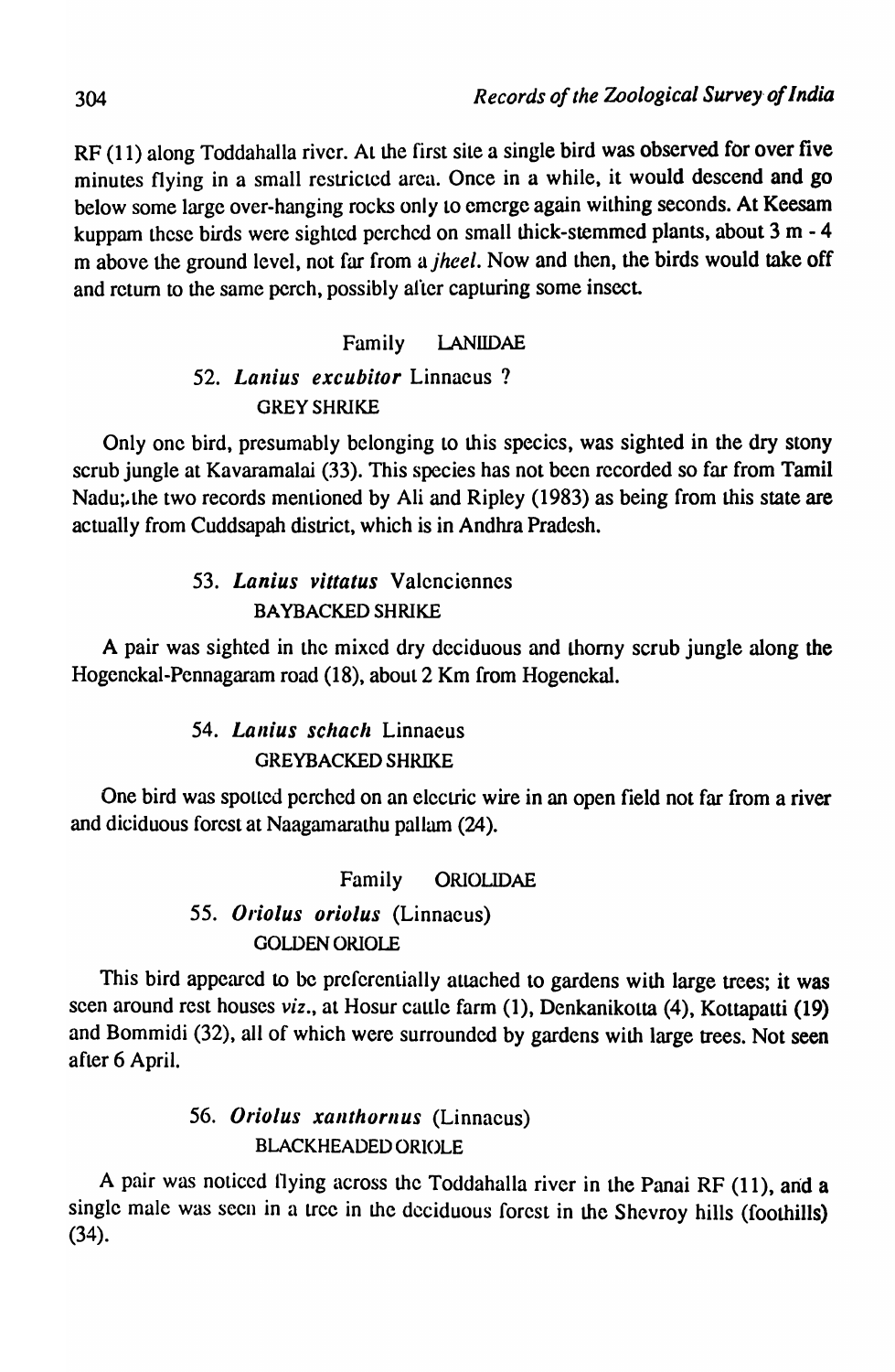RF (11) along Toddahalla river. At the first site a single bird was observed for over five minutes flying in a small restricted area. Once in a while, it would descend and go below some large over-hanging rocks only to emerge again withing seconds. At Keesam kuppam these birds were sighted perched on small thick-stemmed plants, about 3 m - 4 m above the ground level, not far from a *jheel*. Now and then, the birds would take off and return to the same perch, possibly after capturing some insect.

Family LANIIDAE

52. ***Lanius excubitor*** Linnaeus ?
GREY SHRIKE

Only one bird, presumably belonging to this species, was sighted in the dry stony scrub jungle at Kavaramalai (33). This species has not been recorded so far from Tamil Nadu;.the two records mentioned by Ali and Ripley (1983) as being from this state are actually from Cuddsapah district, which is in Andhra Pradesh.

53. ***Lanius vittatus*** Valenciennes
BAYBACKED SHRIKE

A pair was sighted in the mixed dry deciduous and thorny scrub jungle along the Hogenekal-Pennagaram road (18), about 2 Km from Hogenekal.

54. ***Lanius schach*** Linnaeus
GREYBACKED SHRIKE

One bird was spotted perched on an electric wire in an open field not far from a river and diciduous forest at Naagamarathu pallam (24).

Family ORIOLIDAE

55. ***Oriolus oriolus*** (Linnaeus)
GOLDEN ORIOLE

This bird appeared to be preferentially attached to gardens with large trees; it was seen around rest houses *viz.*, at Hosur cattle farm (1), Denkanikotta (4), Kottapatti (19) and Bommidi (32), all of which were surrounded by gardens with large trees. Not seen after 6 April.

56. ***Oriolus xanthornus*** (Linnaeus)
BLACKHEADED ORIOLE

A pair was noticed flying across the Toddahalla river in the Panai RF (11), and a single male was seen in a tree in the deciduous forest in the Shevroy hills (foothills) (34).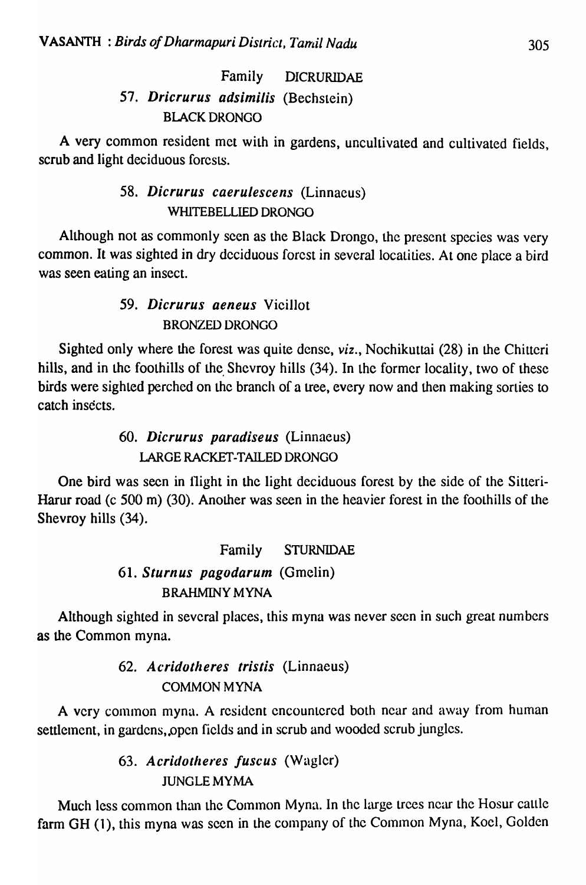Family DICRURIDAE

**57. *Dricrurus adsimilis* (Bechstein)**
BLACK DRONGO

A very common resident met with in gardens, uncultivated and cultivated fields, scrub and light deciduous forests.

**58. *Dicrurus caerulescens* (Linnaeus)**
WHITEBELLIED DRONGO

Although not as commonly seen as the Black Drongo, the present species was very common. It was sighted in dry deciduous forest in several localities. At one place a bird was seen eating an insect.

**59. *Dicrurus aeneus* Vicillot**
BRONZED DRONGO

Sighted only where the forest was quite dense, *viz.*, Nochikuttai (28) in the Chitteri hills, and in the foothills of the Shevroy hills (34). In the former locality, two of these birds were sighted perched on the branch of a tree, every now and then making sorties to catch insects.

**60. *Dicrurus paradiseus* (Linnaeus)**
LARGE RACKET-TAILED DRONGO

One bird was seen in flight in the light deciduous forest by the side of the Sitteri-Harur road (c 500 m) (30). Another was seen in the heavier forest in the foothills of the Shevroy hills (34).

Family STURNIDAE

**61. *Sturnus pagodarum* (Gmelin)**
BRAHMINY MYNA

Although sighted in several places, this myna was never seen in such great numbers as the Common myna.

**62. *Acridotheres tristis* (Linnaeus)**
COMMON MYNA

A very common myna. A resident encountered both near and away from human settlement, in gardens, open fields and in scrub and wooded scrub jungles.

**63. *Acridotheres fuscus* (Wagler)**
JUNGLE MYMA

Much less common than the Common Myna. In the large trees near the Hosur cattle farm GH (1), this myna was seen in the company of the Common Myna, Koel, Golden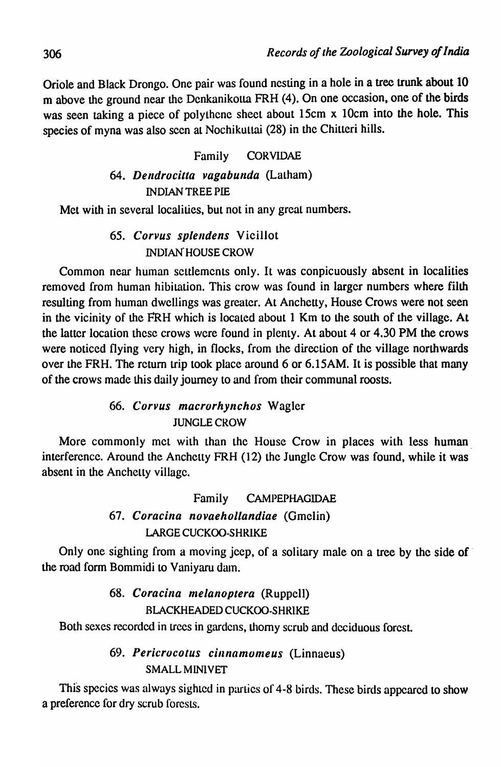Oriole and Black Drongo. One pair was found nesting in a hole in a tree trunk about 10 m above the ground near the Denkanikotta FRH (4). On one occasion, one of the birds was seen taking a piece of polythene sheet about 15cm x 10cm into the hole. This species of myna was also seen at Nochikuttai (28) in the Chitteri hills.

Family CORVIDAE

64. ***Dendrocitta vagabunda*** (Latham)
INDIAN TREE PIE

Met with in several localities, but not in any great numbers.

65. ***Corvus splendens*** Vieillot
INDIAN HOUSE CROW

Common near human settlements only. It was conpicuously absent in localities removed from human hibitation. This crow was found in larger numbers where filth resulting from human dwellings was greater. At Anchetty, House Crows were not seen in the vicinity of the FRH which is located about 1 Km to the south of the village. At the latter location these crows were found in plenty. At about 4 or 4.30 PM the crows were noticed flying very high, in flocks, from the direction of the village northwards over the FRH. The return trip took place around 6 or 6.15AM. It is possible that many of the crows made this daily journey to and from their communal roosts.

66. ***Corvus macrorhynchos*** Wagler
JUNGLE CROW

More commonly met with than the House Crow in places with less human interference. Around the Anchetty FRH (12) the Jungle Crow was found, while it was absent in the Anchetty village.

Family CAMPEPHAGIDAE

67. ***Coracina novaehollandiae*** (Gmelin)
LARGE CUCKOO-SHRIKE

Only one sighting from a moving jeep, of a solitary male on a tree by the side of the road form Bommidi to Vaniyaru dam.

68. ***Coracina melanoptera*** (Ruppell)
BLACKHEADED CUCKOO-SHRIKE

Both sexes recorded in trees in gardens, thorny scrub and deciduous forest.

69. ***Pericrocotus cinnamomeus*** (Linnaeus)
SMALL MINIVET

This species was always sighted in parties of 4-8 birds. These birds appeared to show a preference for dry scrub forests.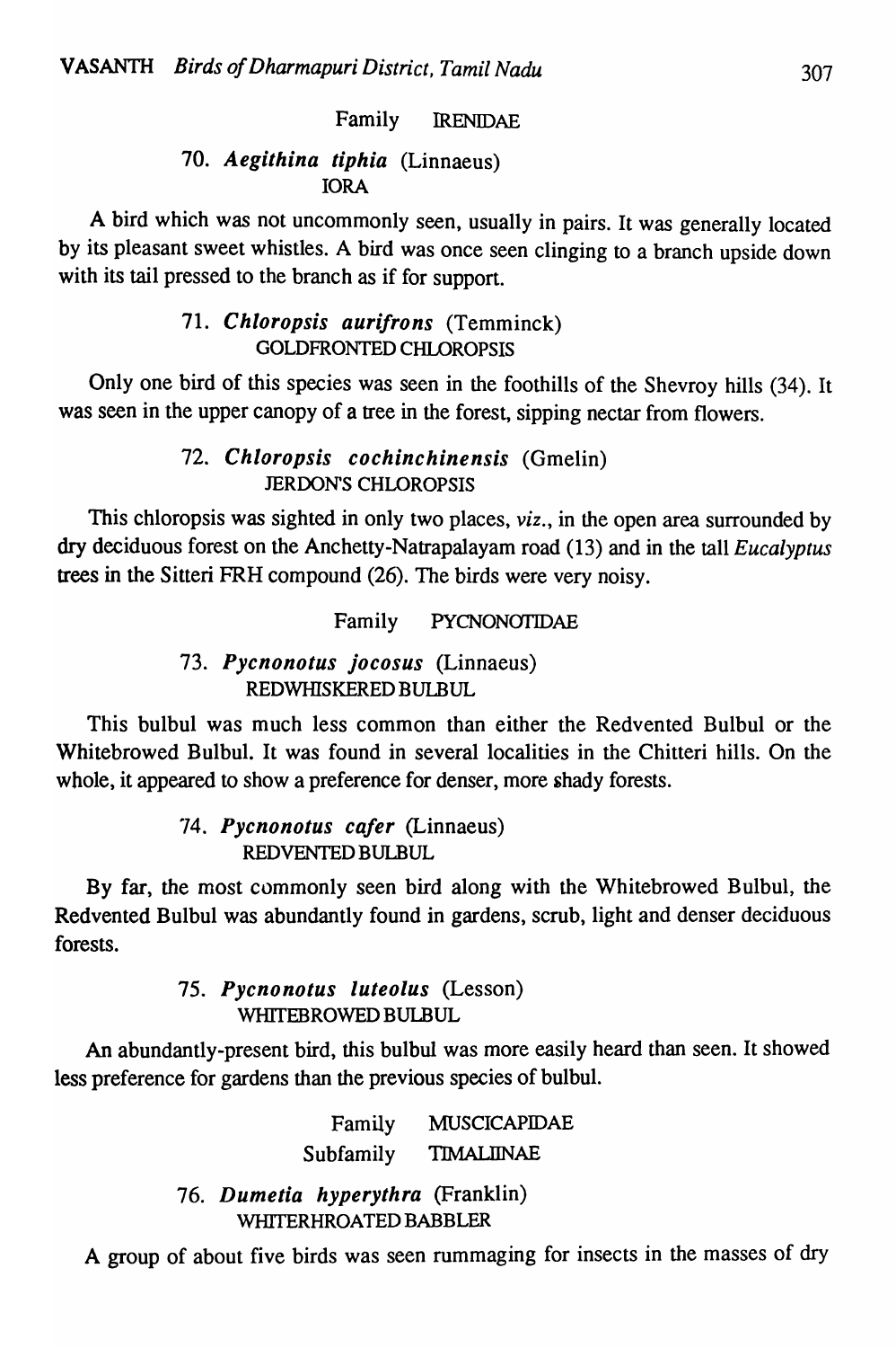Family IRENIDAE

### 70. *Aegithina tiphia* (Linnaeus)

IORA

A bird which was not uncommonly seen, usually in pairs. It was generally located by its pleasant sweet whistles. A bird was once seen clinging to a branch upside down with its tail pressed to the branch as if for support.

### 71. *Chloropsis aurifrons* (Temminck)

GOLDFRONTED CHLOROPSIS

Only one bird of this species was seen in the foothills of the Shevroy hills (34). It was seen in the upper canopy of a tree in the forest, sipping nectar from flowers.

### 72. *Chloropsis cochinchinensis* (Gmelin)

JERDON'S CHLOROPSIS

This chloropsis was sighted in only two places, *viz.*, in the open area surrounded by dry deciduous forest on the Anchetty-Natrapalayam road (13) and in the tall *Eucalyptus* trees in the Sitteri FRH compound (26). The birds were very noisy.

Family PYCNONOTIDAE

### 73. *Pycnonotus jocosus* (Linnaeus)

REDWHISKERED BULBUL

This bulbul was much less common than either the Redvented Bulbul or the Whitebrowed Bulbul. It was found in several localities in the Chitteri hills. On the whole, it appeared to show a preference for denser, more shady forests.

### 74. *Pycnonotus cafer* (Linnaeus)

REDVENTED BULBUL

By far, the most commonly seen bird along with the Whitebrowed Bulbul, the Redvented Bulbul was abundantly found in gardens, scrub, light and denser deciduous forests.

### 75. *Pycnonotus luteolus* (Lesson)

WHITEBROWED BULBUL

An abundantly-present bird, this bulbul was more easily heard than seen. It showed less preference for gardens than the previous species of bulbul.

Family MUSCICAPIDAE

Subfamily TIMALIINAE

### 76. *Dumetia hyperythra* (Franklin)

WHITERHROATED BABBLER

A group of about five birds was seen rummaging for insects in the masses of dry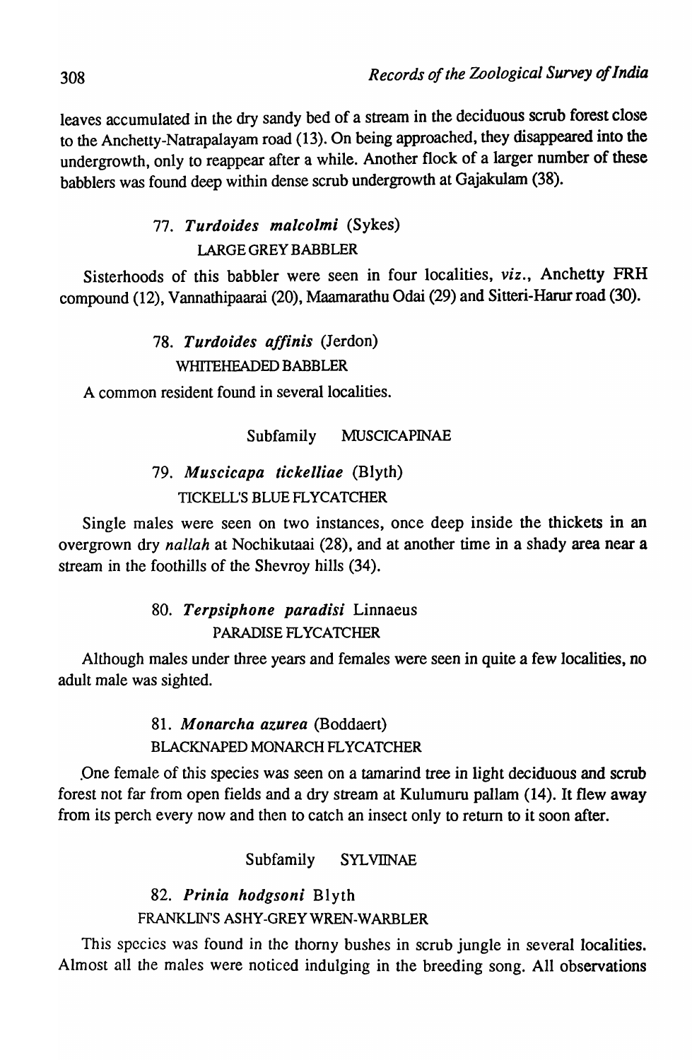leaves accumulated in the dry sandy bed of a stream in the deciduous scrub forest close to the Anchetty-Natrapalayam road (13). On being approached, they disappeared into the undergrowth, only to reappear after a while. Another flock of a larger number of these babblers was found deep within dense scrub undergrowth at Gajakulam (38).

### 77. ***Turdoides malcolmi*** (Sykes)

LARGE GREY BABBLER

Sisterhoods of this babbler were seen in four localities, *viz.*, Anchetty FRH compound (12), Vannathipaarai (20), Maamarathu Odai (29) and Sitteri-Harur road (30).

### 78. ***Turdoides affinis*** (Jerdon)

WHITEHEADED BABBLER

A common resident found in several localities.

## Subfamily MUSCICAPINAE

### 79. ***Muscicapa tickelliae*** (Blyth)

TICKELL'S BLUE FLYCATCHER

Single males were seen on two instances, once deep inside the thickets in an overgrown dry *nallah* at Nochikutaai (28), and at another time in a shady area near a stream in the foothills of the Shevroy hills (34).

### 80. ***Terpsiphone paradisi*** Linnaeus

PARADISE FLYCATCHER

Although males under three years and females were seen in quite a few localities, no adult male was sighted.

### 81. ***Monarcha azurea*** (Boddaert)

BLACKNAPED MONARCH FLYCATCHER

One female of this species was seen on a tamarind tree in light deciduous and scrub forest not far from open fields and a dry stream at Kulumuru pallam (14). It flew away from its perch every now and then to catch an insect only to return to it soon after.

## Subfamily SYLVIINAE

### 82. ***Prinia hodgsoni*** Blyth

FRANKLIN'S ASHY-GREY WREN-WARBLER

This species was found in the thorny bushes in scrub jungle in several localities. Almost all the males were noticed indulging in the breeding song. All observations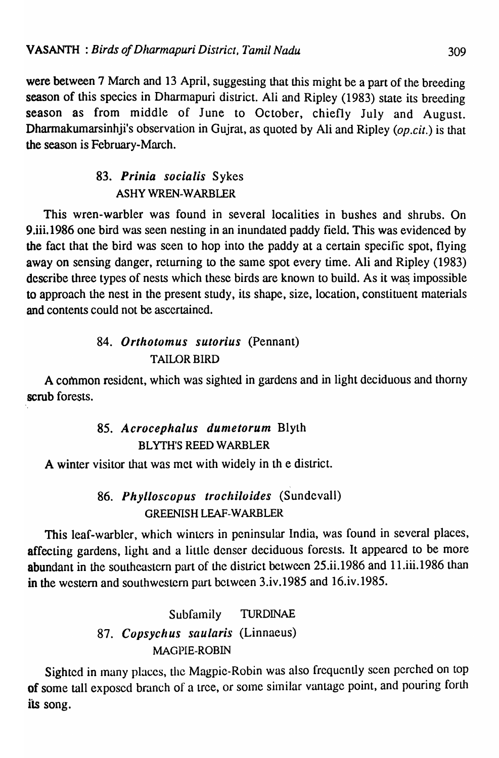were between 7 March and 13 April, suggesting that this might be a part of the breeding season of this species in Dharmapuri district. Ali and Ripley (1983) state its breeding season as from middle of June to October, chiefly July and August. Dharmakumarsinhji's observation in Gujrat, as quoted by Ali and Ripley (*op.cit.*) is that the season is February-March.

### 83. *Prinia socialis* Sykes
ASHY WREN-WARBLER

This wren-warbler was found in several localities in bushes and shrubs. On 9.iii.1986 one bird was seen nesting in an inundated paddy field. This was evidenced by the fact that the bird was seen to hop into the paddy at a certain specific spot, flying away on sensing danger, returning to the same spot every time. Ali and Ripley (1983) describe three types of nests which these birds are known to build. As it was impossible to approach the nest in the present study, its shape, size, location, constituent materials and contents could not be ascertained.

### 84. *Orthotomus sutorius* (Pennant)
TAILOR BIRD

A common resident, which was sighted in gardens and in light deciduous and thorny scrub forests.

### 85. *Acrocephalus dumetorum* Blyth
BLYTH'S REED WARBLER

A winter visitor that was met with widely in th e district.

### 86. *Phylloscopus trochiloides* (Sundevall)
GREENISH LEAF-WARBLER

This leaf-warbler, which winters in peninsular India, was found in several places, affecting gardens, light and a little denser deciduous forests. It appeared to be more abundant in the southeastern part of the district between 25.ii.1986 and 11.iii.1986 than in the western and southwestern part between 3.iv.1985 and 16.iv.1985.

## Subfamily TURDINAE

### 87. *Copsychus saularis* (Linnaeus)
MAGPIE-ROBIN

Sighted in many places, the Magpie-Robin was also frequently seen perched on top of some tall exposed branch of a tree, or some similar vantage point, and pouring forth its song.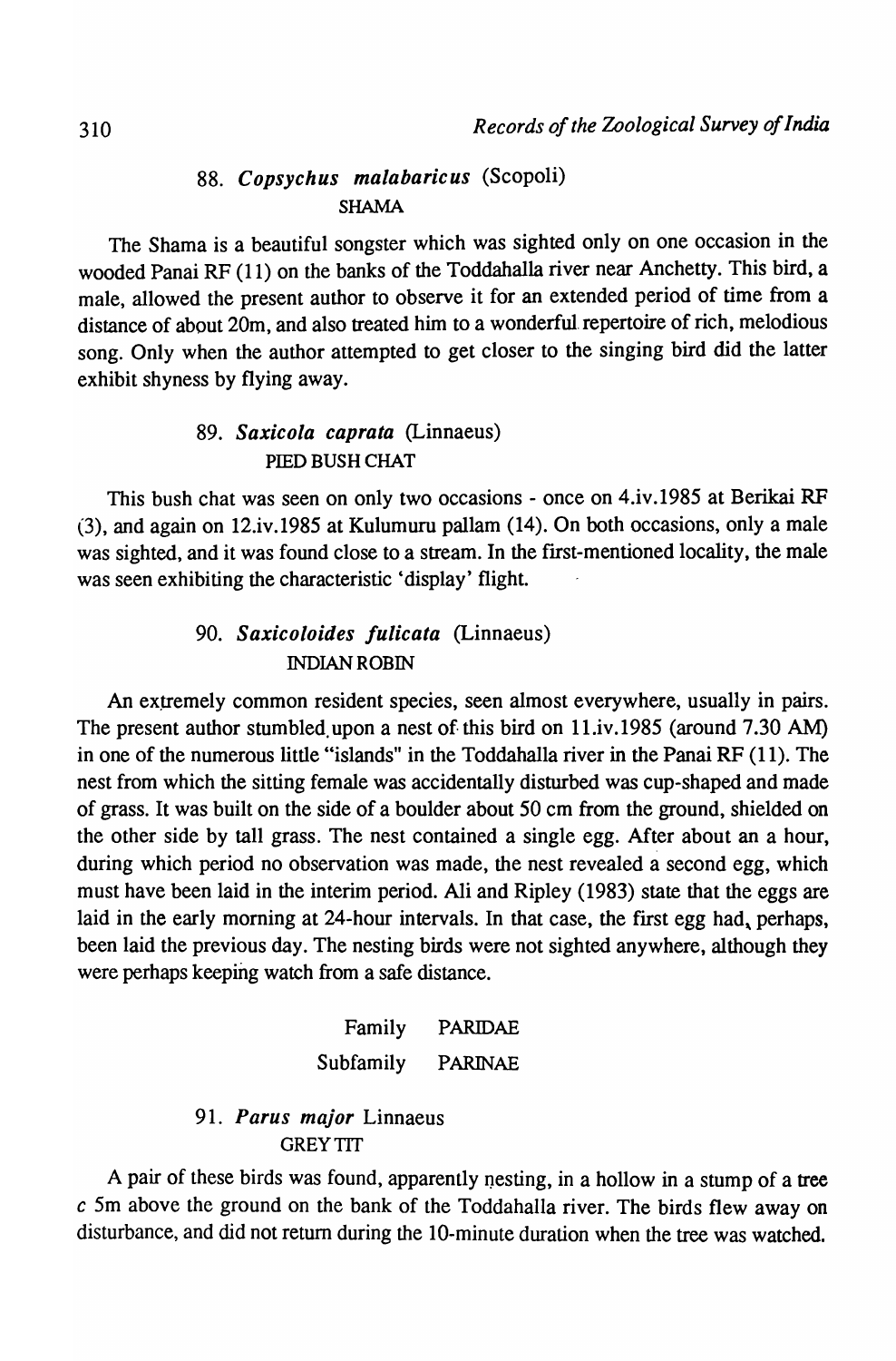### 88. *Copsychus malabaricus* (Scopoli)
SHAMA

The Shama is a beautiful songster which was sighted only on one occasion in the wooded Panai RF (11) on the banks of the Toddahalla river near Anchetty. This bird, a male, allowed the present author to observe it for an extended period of time from a distance of about 20m, and also treated him to a wonderful repertoire of rich, melodious song. Only when the author attempted to get closer to the singing bird did the latter exhibit shyness by flying away.

### 89. *Saxicola caprata* (Linnaeus)
PIED BUSH CHAT

This bush chat was seen on only two occasions - once on 4.iv.1985 at Berikai RF (3), and again on 12.iv.1985 at Kulumuru pallam (14). On both occasions, only a male was sighted, and it was found close to a stream. In the first-mentioned locality, the male was seen exhibiting the characteristic 'display' flight.

### 90. *Saxicoloides fulicata* (Linnaeus)
INDIAN ROBIN

An extremely common resident species, seen almost everywhere, usually in pairs. The present author stumbled upon a nest of this bird on 11.iv.1985 (around 7.30 AM) in one of the numerous little "islands" in the Toddahalla river in the Panai RF (11). The nest from which the sitting female was accidentally disturbed was cup-shaped and made of grass. It was built on the side of a boulder about 50 cm from the ground, shielded on the other side by tall grass. The nest contained a single egg. After about an a hour, during which period no observation was made, the nest revealed a second egg, which must have been laid in the interim period. Ali and Ripley (1983) state that the eggs are laid in the early morning at 24-hour intervals. In that case, the first egg had, perhaps, been laid the previous day. The nesting birds were not sighted anywhere, although they were perhaps keeping watch from a safe distance.

Family PARIDAE

Subfamily PARINAE

### 91. *Parus major* Linnaeus
GREY TIT

A pair of these birds was found, apparently nesting, in a hollow in a stump of a tree *c* 5m above the ground on the bank of the Toddahalla river. The birds flew away on disturbance, and did not return during the 10-minute duration when the tree was watched.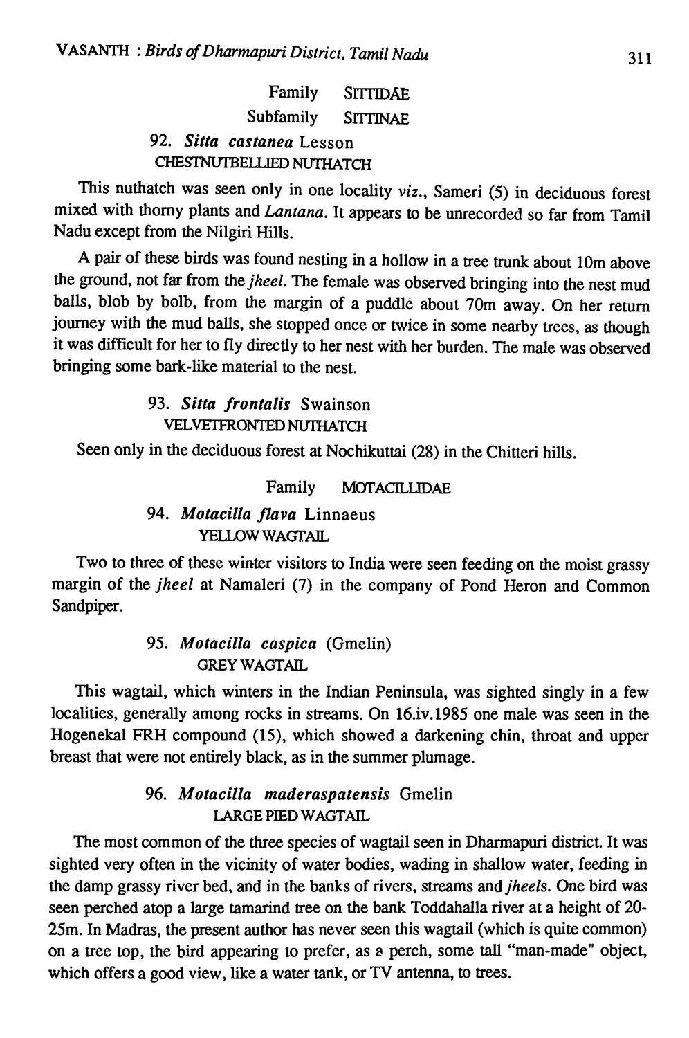Family SITTIDAE

Subfamily SITTINAE

### 92. *Sitta castanea* Lesson

CHESTNUTBELLIED NUTHATCH

This nuthatch was seen only in one locality *viz.*, Sameri (5) in deciduous forest mixed with thorny plants and *Lantana*. It appears to be unrecorded so far from Tamil Nadu except from the Nilgiri Hills.

A pair of these birds was found nesting in a hollow in a tree trunk about 10m above the ground, not far from the *jheel*. The female was observed bringing into the nest mud balls, blob by bolb, from the margin of a puddle about 70m away. On her return journey with the mud balls, she stopped once or twice in some nearby trees, as though it was difficult for her to fly directly to her nest with her burden. The male was observed bringing some bark-like material to the nest.

### 93. *Sitta frontalis* Swainson

VELVETFRONTED NUTHATCH

Seen only in the deciduous forest at Nochikuttai (28) in the Chitteri hills.

Family MOTACILLIDAE

### 94. *Motacilla flava* Linnaeus

YELLOW WAGTAIL

Two to three of these winter visitors to India were seen feeding on the moist grassy margin of the *jheel* at Namaleri (7) in the company of Pond Heron and Common Sandpiper.

### 95. *Motacilla caspica* (Gmelin)

GREY WAGTAIL

This wagtail, which winters in the Indian Peninsula, was sighted singly in a few localities, generally among rocks in streams. On 16.iv.1985 one male was seen in the Hogenekal FRH compound (15), which showed a darkening chin, throat and upper breast that were not entirely black, as in the summer plumage.

### 96. *Motacilla maderaspatensis* Gmelin

LARGE PIED WAGTAIL

The most common of the three species of wagtail seen in Dharmapuri district. It was sighted very often in the vicinity of water bodies, wading in shallow water, feeding in the damp grassy river bed, and in the banks of rivers, streams and *jheels*. One bird was seen perched atop a large tamarind tree on the bank Toddahalla river at a height of 20-25m. In Madras, the present author has never seen this wagtail (which is quite common) on a tree top, the bird appearing to prefer, as a perch, some tall "man-made" object, which offers a good view, like a water tank, or TV antenna, to trees.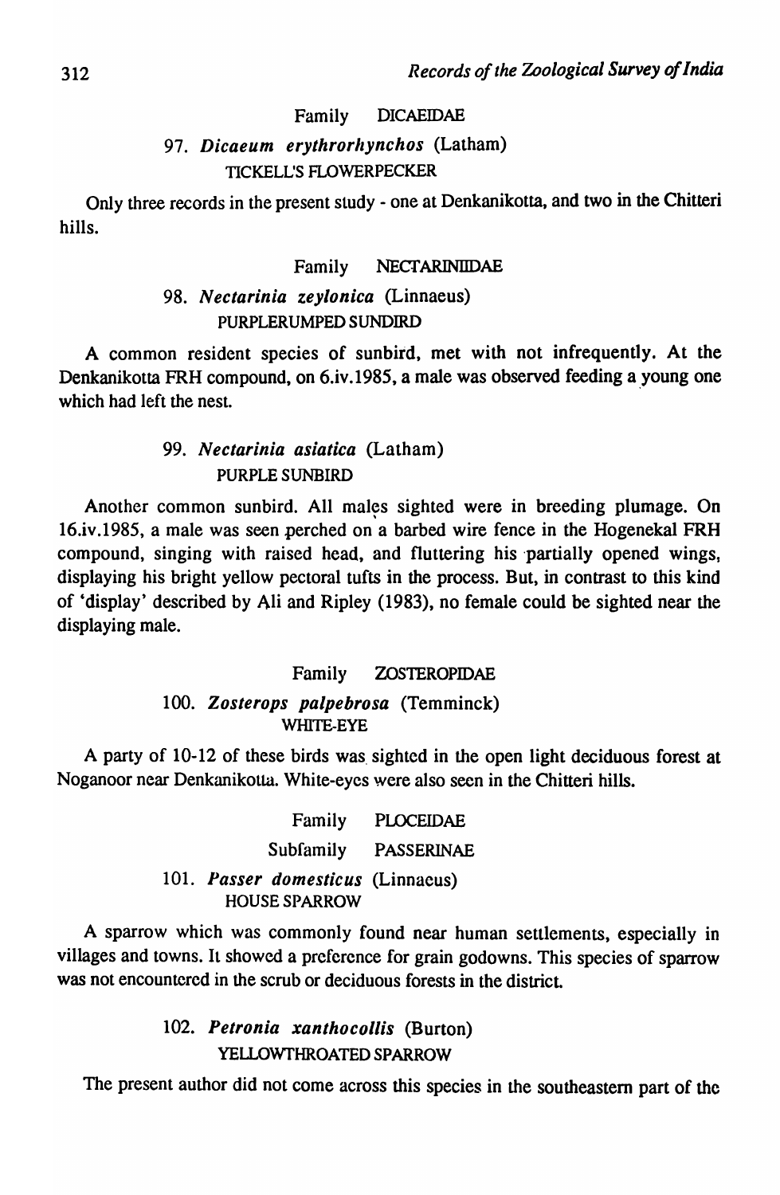Family DICAEIDAE

97. ***Dicaeum erythrorhynchos*** (Latham)
TICKELL'S FLOWERPECKER

Only three records in the present study - one at Denkanikotta, and two in the Chitteri hills.

Family NECTARINIIDAE

98. ***Nectarinia zeylonica*** (Linnaeus)
PURPLERUMPED SUNDIRD

A common resident species of sunbird, met with not infrequently. At the Denkanikotta FRH compound, on 6.iv.1985, a male was observed feeding a young one which had left the nest.

99. ***Nectarinia asiatica*** (Latham)
PURPLE SUNBIRD

Another common sunbird. All males sighted were in breeding plumage. On 16.iv.1985, a male was seen perched on a barbed wire fence in the Hogenekal FRH compound, singing with raised head, and fluttering his partially opened wings, displaying his bright yellow pectoral tufts in the process. But, in contrast to this kind of 'display' described by Ali and Ripley (1983), no female could be sighted near the displaying male.

Family ZOSTEROPIDAE

100. ***Zosterops palpebrosa*** (Temminck)
WHITE-EYE

A party of 10-12 of these birds was sighted in the open light deciduous forest at Noganoor near Denkanikotta. White-eyes were also seen in the Chitteri hills.

Family PLOCEIDAE

Subfamily PASSERINAE

101. ***Passer domesticus*** (Linnaeus)
HOUSE SPARROW

A sparrow which was commonly found near human settlements, especially in villages and towns. It showed a preference for grain godowns. This species of sparrow was not encountered in the scrub or deciduous forests in the district.

102. ***Petronia xanthocollis*** (Burton)
YELLOWTHROATED SPARROW

The present author did not come across this species in the southeastern part of the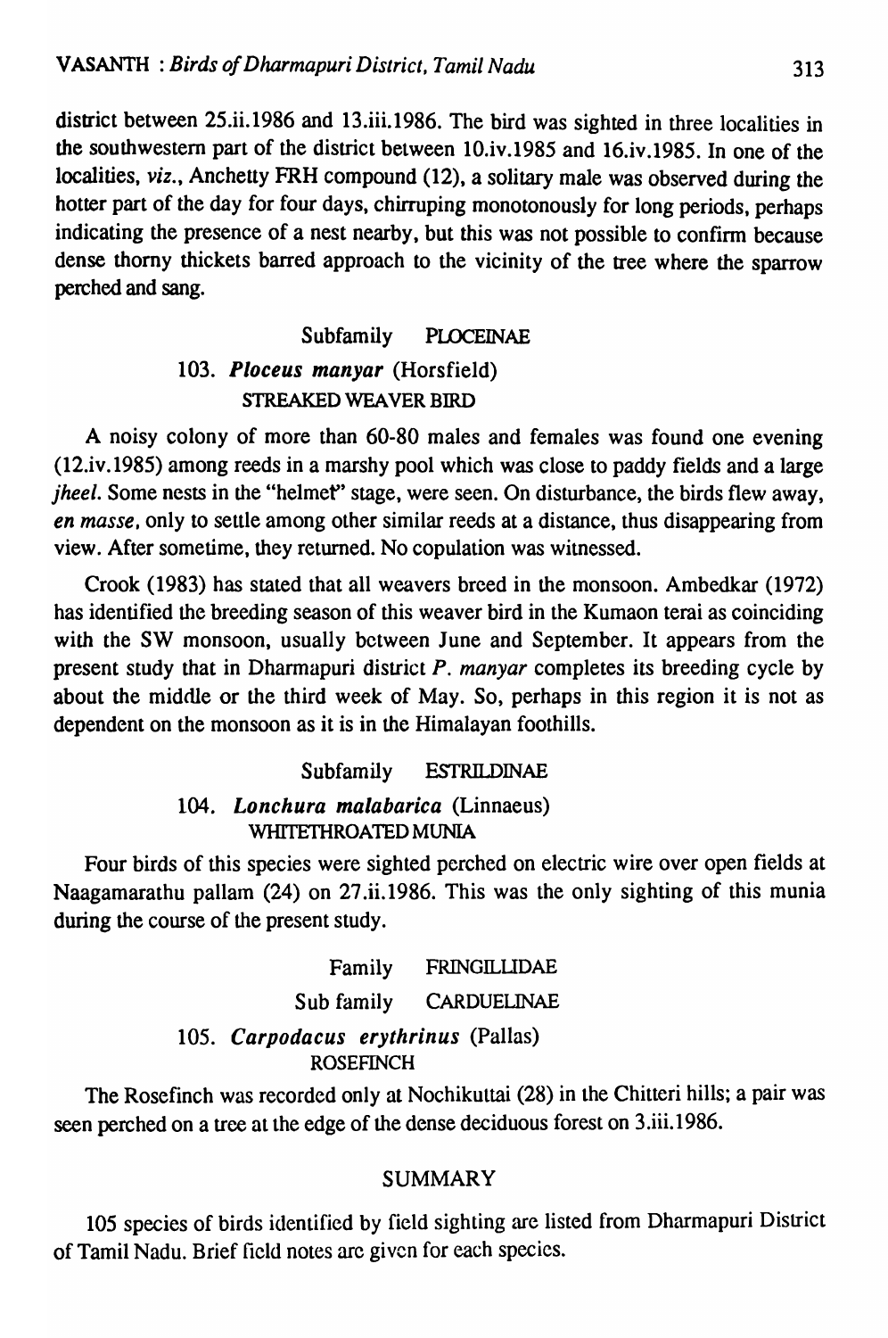district between 25.ii.1986 and 13.iii.1986. The bird was sighted in three localities in the southwestern part of the district between 10.iv.1985 and 16.iv.1985. In one of the localities, *viz.*, Anchetty FRH compound (12), a solitary male was observed during the hotter part of the day for four days, chirruping monotonously for long periods, perhaps indicating the presence of a nest nearby, but this was not possible to confirm because dense thorny thickets barred approach to the vicinity of the tree where the sparrow perched and sang.

Subfamily PLOCEINAE

### 103. *Ploceus manyar* (Horsfield)

STREAKED WEAVER BIRD

A noisy colony of more than 60-80 males and females was found one evening (12.iv.1985) among reeds in a marshy pool which was close to paddy fields and a large *jheel*. Some nests in the "helmet" stage, were seen. On disturbance, the birds flew away, *en masse*, only to settle among other similar reeds at a distance, thus disappearing from view. After sometime, they returned. No copulation was witnessed.

Crook (1983) has stated that all weavers breed in the monsoon. Ambedkar (1972) has identified the breeding season of this weaver bird in the Kumaon terai as coinciding with the SW monsoon, usually between June and September. It appears from the present study that in Dharmapuri district *P. manyar* completes its breeding cycle by about the middle or the third week of May. So, perhaps in this region it is not as dependent on the monsoon as it is in the Himalayan foothills.

Subfamily ESTRILDINAE

### 104. *Lonchura malabarica* (Linnaeus)

WHITETHROATED MUNIA

Four birds of this species were sighted perched on electric wire over open fields at Naagamarathu pallam (24) on 27.ii.1986. This was the only sighting of this munia during the course of the present study.

Family FRINGILLIDAE

Sub family CARDUELINAE

### 105. *Carpodacus erythrinus* (Pallas)

ROSEFINCH

The Rosefinch was recorded only at Nochikuttai (28) in the Chitteri hills; a pair was seen perched on a tree at the edge of the dense deciduous forest on 3.iii.1986.

## SUMMARY

105 species of birds identified by field sighting are listed from Dharmapuri District of Tamil Nadu. Brief field notes are given for each species.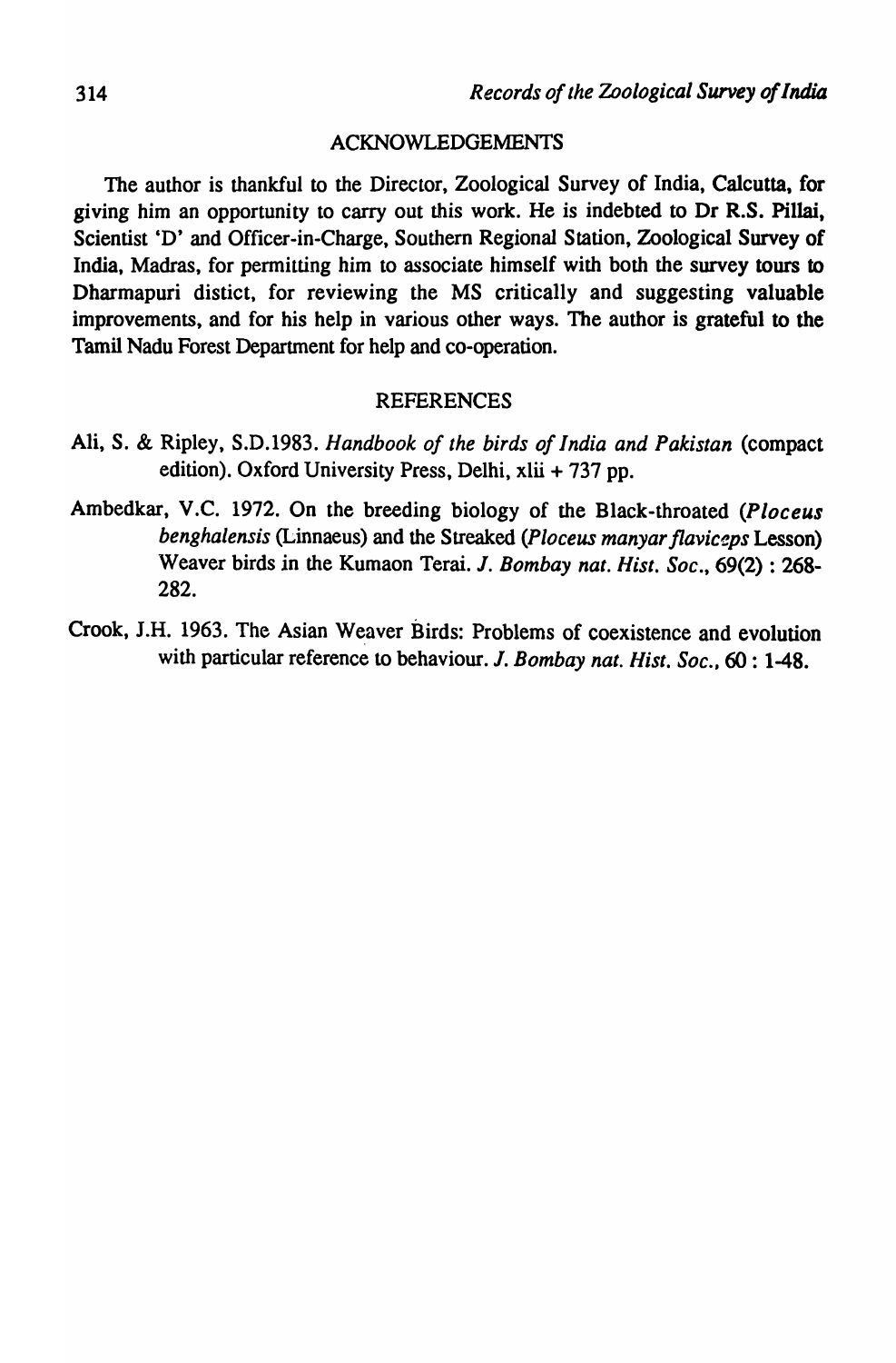## ACKNOWLEDGEMENTS

The author is thankful to the Director, Zoological Survey of India, Calcutta, for giving him an opportunity to carry out this work. He is indebted to Dr R.S. Pillai, Scientist 'D' and Officer-in-Charge, Southern Regional Station, Zoological Survey of India, Madras, for permitting him to associate himself with both the survey tours to Dharmapuri distict, for reviewing the MS critically and suggesting valuable improvements, and for his help in various other ways. The author is grateful to the Tamil Nadu Forest Department for help and co-operation.

## REFERENCES

Ali, S. & Ripley, S.D.1983. *Handbook of the birds of India and Pakistan* (compact edition). Oxford University Press, Delhi, xlii + 737 pp.

Ambedkar, V.C. 1972. On the breeding biology of the Black-throated (*Ploceus benghalensis* (Linnaeus) and the Streaked (*Ploceus manyar flaviceps* Lesson) Weaver birds in the Kumaon Terai. *J. Bombay nat. Hist. Soc.*, 69(2) : 268-282.

Crook, J.H. 1963. The Asian Weaver Birds: Problems of coexistence and evolution with particular reference to behaviour. *J. Bombay nat. Hist. Soc.*, 60 : 1-48.